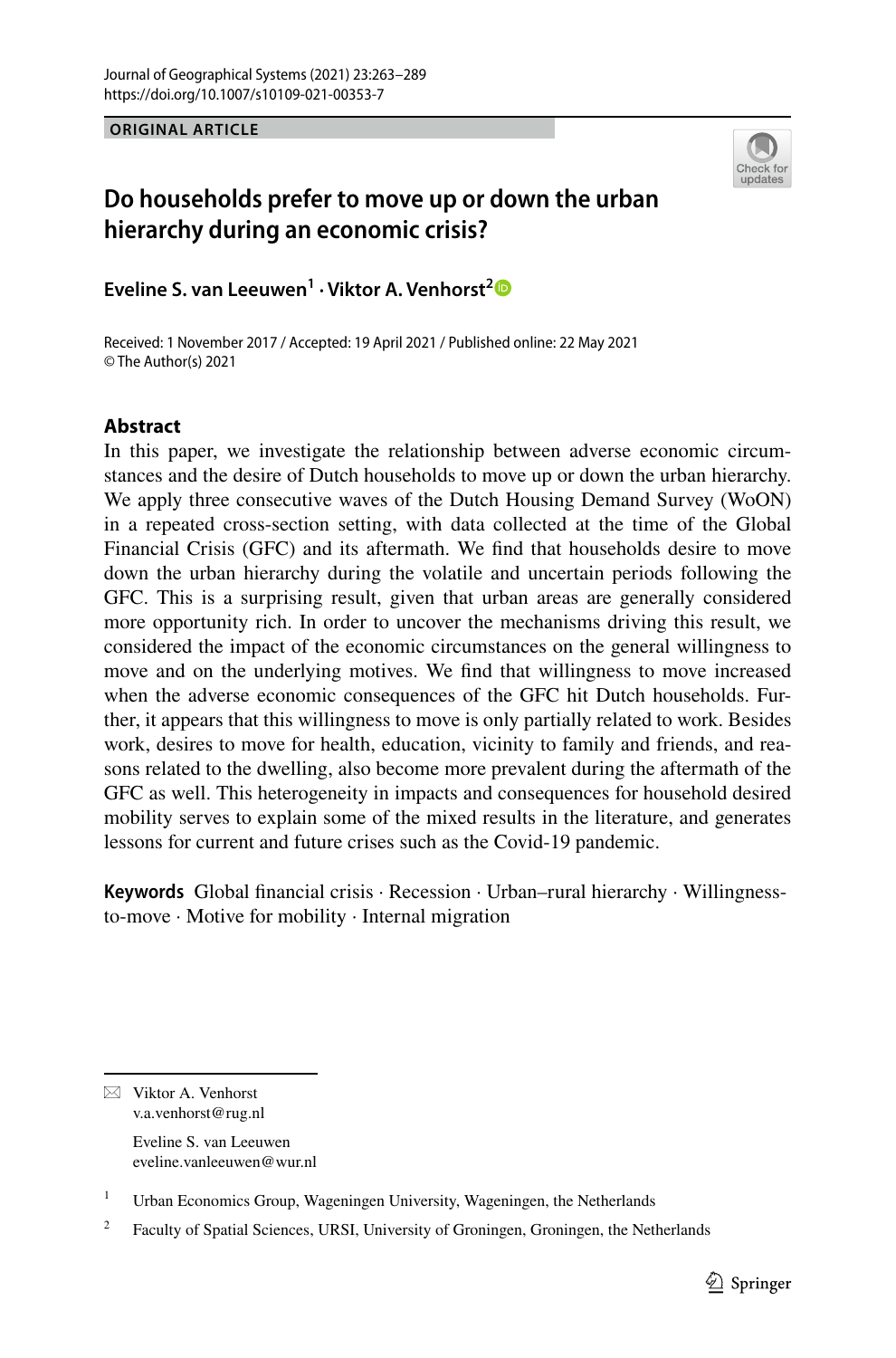ORIGINAL ARTICLE

# Do households prefer to move up or down the urban hierarchy during an economic crisis?

**Eveline S. van Leeuwen[1] · Viktor A. Venhorst[2]**

Received: 1 November 2017 / Accepted: 19 April 2021 / Published online: 22 May 2021
© The Author(s) 2021

## Abstract

In this paper, we investigate the relationship between adverse economic circumstances and the desire of Dutch households to move up or down the urban hierarchy. We apply three consecutive waves of the Dutch Housing Demand Survey (WoON) in a repeated cross-section setting, with data collected at the time of the Global Financial Crisis (GFC) and its aftermath. We find that households desire to move down the urban hierarchy during the volatile and uncertain periods following the GFC. This is a surprising result, given that urban areas are generally considered more opportunity rich. In order to uncover the mechanisms driving this result, we considered the impact of the economic circumstances on the general willingness to move and on the underlying motives. We find that willingness to move increased when the adverse economic consequences of the GFC hit Dutch households. Further, it appears that this willingness to move is only partially related to work. Besides work, desires to move for health, education, vicinity to family and friends, and reasons related to the dwelling, also become more prevalent during the aftermath of the GFC as well. This heterogeneity in impacts and consequences for household desired mobility serves to explain some of the mixed results in the literature, and generates lessons for current and future crises such as the Covid-19 pandemic.

**Keywords** Global financial crisis · Recession · Urban–rural hierarchy · Willingness-to-move · Motive for mobility · Internal migration

---

✉ Viktor A. Venhorst
v.a.venhorst@rug.nl

Eveline S. van Leeuwen
eveline.vanleeuwen@wur.nl

[1] Urban Economics Group, Wageningen University, Wageningen, the Netherlands

[2] Faculty of Spatial Sciences, URSI, University of Groningen, Groningen, the Netherlands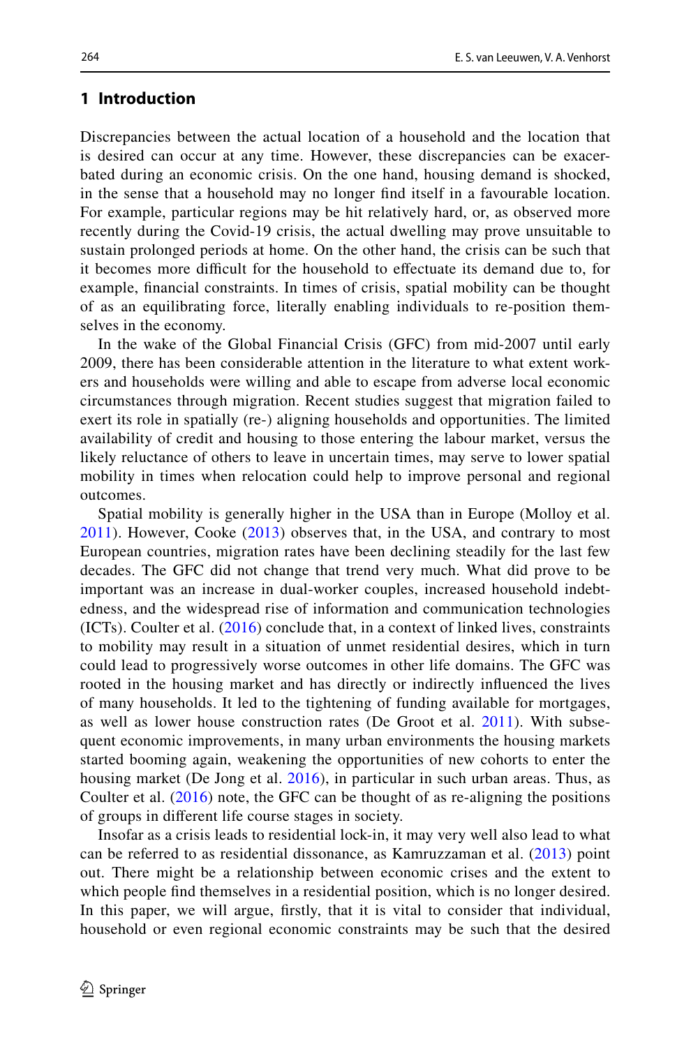## 1 Introduction

Discrepancies between the actual location of a household and the location that is desired can occur at any time. However, these discrepancies can be exacerbated during an economic crisis. On the one hand, housing demand is shocked, in the sense that a household may no longer find itself in a favourable location. For example, particular regions may be hit relatively hard, or, as observed more recently during the Covid-19 crisis, the actual dwelling may prove unsuitable to sustain prolonged periods at home. On the other hand, the crisis can be such that it becomes more difficult for the household to effectuate its demand due to, for example, financial constraints. In times of crisis, spatial mobility can be thought of as an equilibrating force, literally enabling individuals to re-position themselves in the economy.

In the wake of the Global Financial Crisis (GFC) from mid-2007 until early 2009, there has been considerable attention in the literature to what extent workers and households were willing and able to escape from adverse local economic circumstances through migration. Recent studies suggest that migration failed to exert its role in spatially (re-) aligning households and opportunities. The limited availability of credit and housing to those entering the labour market, versus the likely reluctance of others to leave in uncertain times, may serve to lower spatial mobility in times when relocation could help to improve personal and regional outcomes.

Spatial mobility is generally higher in the USA than in Europe (Molloy et al. 2011). However, Cooke (2013) observes that, in the USA, and contrary to most European countries, migration rates have been declining steadily for the last few decades. The GFC did not change that trend very much. What did prove to be important was an increase in dual-worker couples, increased household indebtedness, and the widespread rise of information and communication technologies (ICTs). Coulter et al. (2016) conclude that, in a context of linked lives, constraints to mobility may result in a situation of unmet residential desires, which in turn could lead to progressively worse outcomes in other life domains. The GFC was rooted in the housing market and has directly or indirectly influenced the lives of many households. It led to the tightening of funding available for mortgages, as well as lower house construction rates (De Groot et al. 2011). With subsequent economic improvements, in many urban environments the housing markets started booming again, weakening the opportunities of new cohorts to enter the housing market (De Jong et al. 2016), in particular in such urban areas. Thus, as Coulter et al. (2016) note, the GFC can be thought of as re-aligning the positions of groups in different life course stages in society.

Insofar as a crisis leads to residential lock-in, it may very well also lead to what can be referred to as residential dissonance, as Kamruzzaman et al. (2013) point out. There might be a relationship between economic crises and the extent to which people find themselves in a residential position, which is no longer desired. In this paper, we will argue, firstly, that it is vital to consider that individual, household or even regional economic constraints may be such that the desired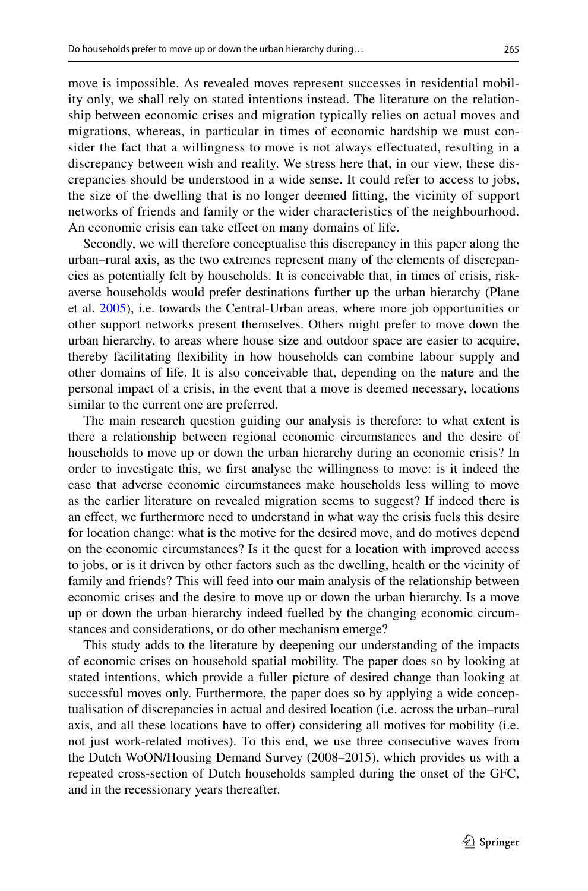move is impossible. As revealed moves represent successes in residential mobility only, we shall rely on stated intentions instead. The literature on the relationship between economic crises and migration typically relies on actual moves and migrations, whereas, in particular in times of economic hardship we must consider the fact that a willingness to move is not always effectuated, resulting in a discrepancy between wish and reality. We stress here that, in our view, these discrepancies should be understood in a wide sense. It could refer to access to jobs, the size of the dwelling that is no longer deemed fitting, the vicinity of support networks of friends and family or the wider characteristics of the neighbourhood. An economic crisis can take effect on many domains of life.

Secondly, we will therefore conceptualise this discrepancy in this paper along the urban–rural axis, as the two extremes represent many of the elements of discrepancies as potentially felt by households. It is conceivable that, in times of crisis, risk-averse households would prefer destinations further up the urban hierarchy (Plane et al. 2005), i.e. towards the Central-Urban areas, where more job opportunities or other support networks present themselves. Others might prefer to move down the urban hierarchy, to areas where house size and outdoor space are easier to acquire, thereby facilitating flexibility in how households can combine labour supply and other domains of life. It is also conceivable that, depending on the nature and the personal impact of a crisis, in the event that a move is deemed necessary, locations similar to the current one are preferred.

The main research question guiding our analysis is therefore: to what extent is there a relationship between regional economic circumstances and the desire of households to move up or down the urban hierarchy during an economic crisis? In order to investigate this, we first analyse the willingness to move: is it indeed the case that adverse economic circumstances make households less willing to move as the earlier literature on revealed migration seems to suggest? If indeed there is an effect, we furthermore need to understand in what way the crisis fuels this desire for location change: what is the motive for the desired move, and do motives depend on the economic circumstances? Is it the quest for a location with improved access to jobs, or is it driven by other factors such as the dwelling, health or the vicinity of family and friends? This will feed into our main analysis of the relationship between economic crises and the desire to move up or down the urban hierarchy. Is a move up or down the urban hierarchy indeed fuelled by the changing economic circumstances and considerations, or do other mechanism emerge?

This study adds to the literature by deepening our understanding of the impacts of economic crises on household spatial mobility. The paper does so by looking at stated intentions, which provide a fuller picture of desired change than looking at successful moves only. Furthermore, the paper does so by applying a wide conceptualisation of discrepancies in actual and desired location (i.e. across the urban–rural axis, and all these locations have to offer) considering all motives for mobility (i.e. not just work-related motives). To this end, we use three consecutive waves from the Dutch WoON/Housing Demand Survey (2008–2015), which provides us with a repeated cross-section of Dutch households sampled during the onset of the GFC, and in the recessionary years thereafter.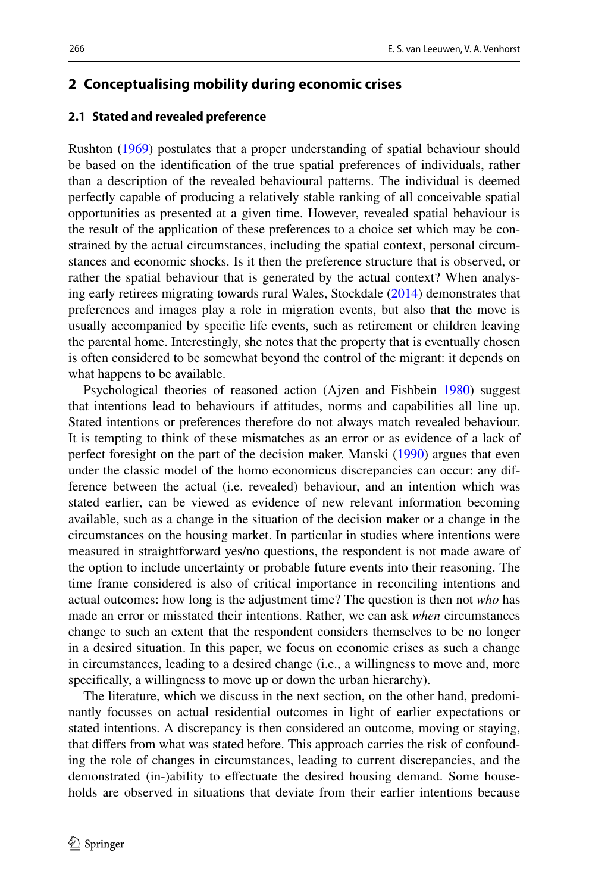## 2 Conceptualising mobility during economic crises

### 2.1 Stated and revealed preference

Rushton (1969) postulates that a proper understanding of spatial behaviour should be based on the identification of the true spatial preferences of individuals, rather than a description of the revealed behavioural patterns. The individual is deemed perfectly capable of producing a relatively stable ranking of all conceivable spatial opportunities as presented at a given time. However, revealed spatial behaviour is the result of the application of these preferences to a choice set which may be constrained by the actual circumstances, including the spatial context, personal circumstances and economic shocks. Is it then the preference structure that is observed, or rather the spatial behaviour that is generated by the actual context? When analysing early retirees migrating towards rural Wales, Stockdale (2014) demonstrates that preferences and images play a role in migration events, but also that the move is usually accompanied by specific life events, such as retirement or children leaving the parental home. Interestingly, she notes that the property that is eventually chosen is often considered to be somewhat beyond the control of the migrant: it depends on what happens to be available.

Psychological theories of reasoned action (Ajzen and Fishbein 1980) suggest that intentions lead to behaviours if attitudes, norms and capabilities all line up. Stated intentions or preferences therefore do not always match revealed behaviour. It is tempting to think of these mismatches as an error or as evidence of a lack of perfect foresight on the part of the decision maker. Manski (1990) argues that even under the classic model of the homo economicus discrepancies can occur: any difference between the actual (i.e. revealed) behaviour, and an intention which was stated earlier, can be viewed as evidence of new relevant information becoming available, such as a change in the situation of the decision maker or a change in the circumstances on the housing market. In particular in studies where intentions were measured in straightforward yes/no questions, the respondent is not made aware of the option to include uncertainty or probable future events into their reasoning. The time frame considered is also of critical importance in reconciling intentions and actual outcomes: how long is the adjustment time? The question is then not *who* has made an error or misstated their intentions. Rather, we can ask *when* circumstances change to such an extent that the respondent considers themselves to be no longer in a desired situation. In this paper, we focus on economic crises as such a change in circumstances, leading to a desired change (i.e., a willingness to move and, more specifically, a willingness to move up or down the urban hierarchy).

The literature, which we discuss in the next section, on the other hand, predominantly focusses on actual residential outcomes in light of earlier expectations or stated intentions. A discrepancy is then considered an outcome, moving or staying, that differs from what was stated before. This approach carries the risk of confounding the role of changes in circumstances, leading to current discrepancies, and the demonstrated (in-)ability to effectuate the desired housing demand. Some households are observed in situations that deviate from their earlier intentions because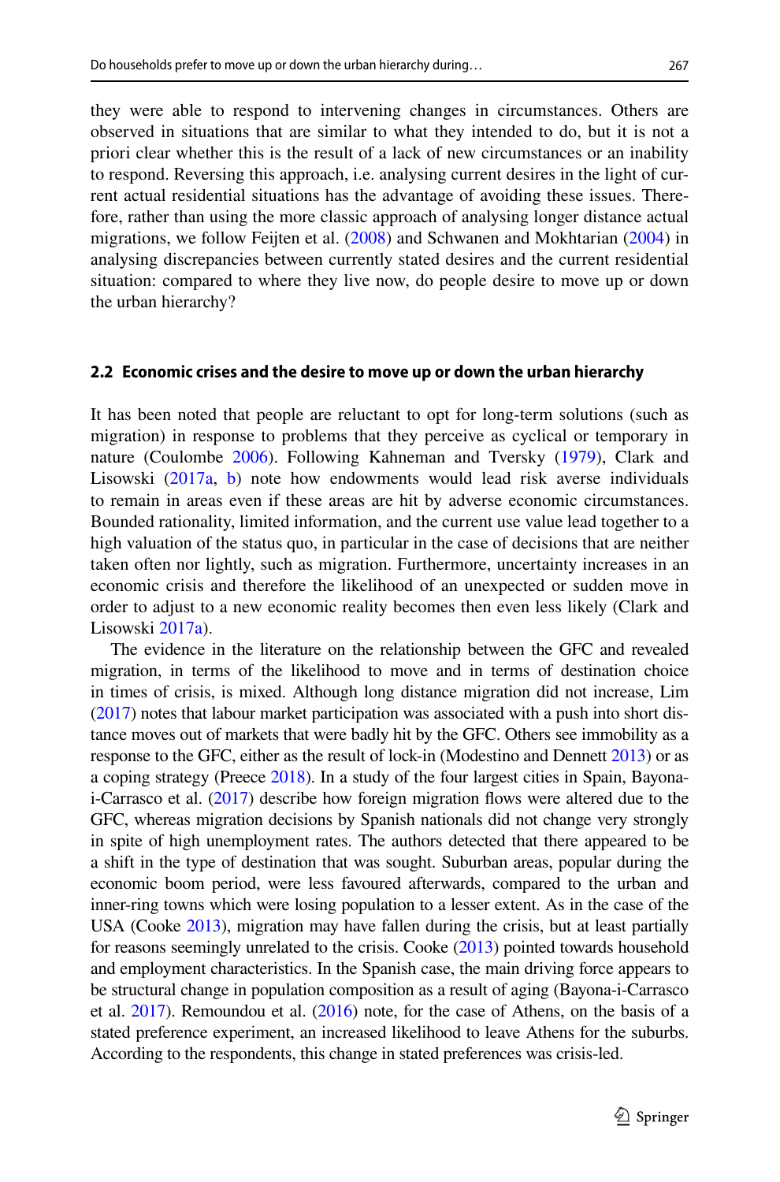they were able to respond to intervening changes in circumstances. Others are observed in situations that are similar to what they intended to do, but it is not a priori clear whether this is the result of a lack of new circumstances or an inability to respond. Reversing this approach, i.e. analysing current desires in the light of current actual residential situations has the advantage of avoiding these issues. Therefore, rather than using the more classic approach of analysing longer distance actual migrations, we follow Feijten et al. (2008) and Schwanen and Mokhtarian (2004) in analysing discrepancies between currently stated desires and the current residential situation: compared to where they live now, do people desire to move up or down the urban hierarchy?

### 2.2 Economic crises and the desire to move up or down the urban hierarchy

It has been noted that people are reluctant to opt for long-term solutions (such as migration) in response to problems that they perceive as cyclical or temporary in nature (Coulombe 2006). Following Kahneman and Tversky (1979), Clark and Lisowski (2017a, b) note how endowments would lead risk averse individuals to remain in areas even if these areas are hit by adverse economic circumstances. Bounded rationality, limited information, and the current use value lead together to a high valuation of the status quo, in particular in the case of decisions that are neither taken often nor lightly, such as migration. Furthermore, uncertainty increases in an economic crisis and therefore the likelihood of an unexpected or sudden move in order to adjust to a new economic reality becomes then even less likely (Clark and Lisowski 2017a).

The evidence in the literature on the relationship between the GFC and revealed migration, in terms of the likelihood to move and in terms of destination choice in times of crisis, is mixed. Although long distance migration did not increase, Lim (2017) notes that labour market participation was associated with a push into short distance moves out of markets that were badly hit by the GFC. Others see immobility as a response to the GFC, either as the result of lock-in (Modestino and Dennett 2013) or as a coping strategy (Preece 2018). In a study of the four largest cities in Spain, Bayona-i-Carrasco et al. (2017) describe how foreign migration flows were altered due to the GFC, whereas migration decisions by Spanish nationals did not change very strongly in spite of high unemployment rates. The authors detected that there appeared to be a shift in the type of destination that was sought. Suburban areas, popular during the economic boom period, were less favoured afterwards, compared to the urban and inner-ring towns which were losing population to a lesser extent. As in the case of the USA (Cooke 2013), migration may have fallen during the crisis, but at least partially for reasons seemingly unrelated to the crisis. Cooke (2013) pointed towards household and employment characteristics. In the Spanish case, the main driving force appears to be structural change in population composition as a result of aging (Bayona-i-Carrasco et al. 2017). Remoundou et al. (2016) note, for the case of Athens, on the basis of a stated preference experiment, an increased likelihood to leave Athens for the suburbs. According to the respondents, this change in stated preferences was crisis-led.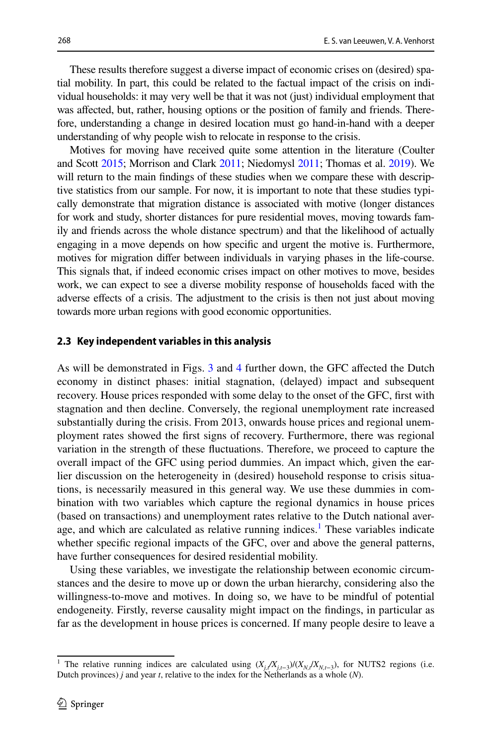These results therefore suggest a diverse impact of economic crises on (desired) spatial mobility. In part, this could be related to the factual impact of the crisis on individual households: it may very well be that it was not (just) individual employment that was affected, but, rather, housing options or the position of family and friends. Therefore, understanding a change in desired location must go hand-in-hand with a deeper understanding of why people wish to relocate in response to the crisis.

Motives for moving have received quite some attention in the literature (Coulter and Scott 2015; Morrison and Clark 2011; Niedomysl 2011; Thomas et al. 2019). We will return to the main findings of these studies when we compare these with descriptive statistics from our sample. For now, it is important to note that these studies typically demonstrate that migration distance is associated with motive (longer distances for work and study, shorter distances for pure residential moves, moving towards family and friends across the whole distance spectrum) and that the likelihood of actually engaging in a move depends on how specific and urgent the motive is. Furthermore, motives for migration differ between individuals in varying phases in the life-course. This signals that, if indeed economic crises impact on other motives to move, besides work, we can expect to see a diverse mobility response of households faced with the adverse effects of a crisis. The adjustment to the crisis is then not just about moving towards more urban regions with good economic opportunities.

### 2.3 Key independent variables in this analysis

As will be demonstrated in Figs. 3 and 4 further down, the GFC affected the Dutch economy in distinct phases: initial stagnation, (delayed) impact and subsequent recovery. House prices responded with some delay to the onset of the GFC, first with stagnation and then decline. Conversely, the regional unemployment rate increased substantially during the crisis. From 2013, onwards house prices and regional unemployment rates showed the first signs of recovery. Furthermore, there was regional variation in the strength of these fluctuations. Therefore, we proceed to capture the overall impact of the GFC using period dummies. An impact which, given the earlier discussion on the heterogeneity in (desired) household response to crisis situations, is necessarily measured in this general way. We use these dummies in combination with two variables which capture the regional dynamics in house prices (based on transactions) and unemployment rates relative to the Dutch national average, and which are calculated as relative running indices.[1] These variables indicate whether specific regional impacts of the GFC, over and above the general patterns, have further consequences for desired residential mobility.

Using these variables, we investigate the relationship between economic circumstances and the desire to move up or down the urban hierarchy, considering also the willingness-to-move and motives. In doing so, we have to be mindful of potential endogeneity. Firstly, reverse causality might impact on the findings, in particular as far as the development in house prices is concerned. If many people desire to leave a

[1] The relative running indices are calculated using $(X_{j,t}/X_{j,t-3})/(X_{N,t}/X_{N,t-3})$, for NUTS2 regions (i.e. Dutch provinces) $j$ and year $t$, relative to the index for the Netherlands as a whole ($N$).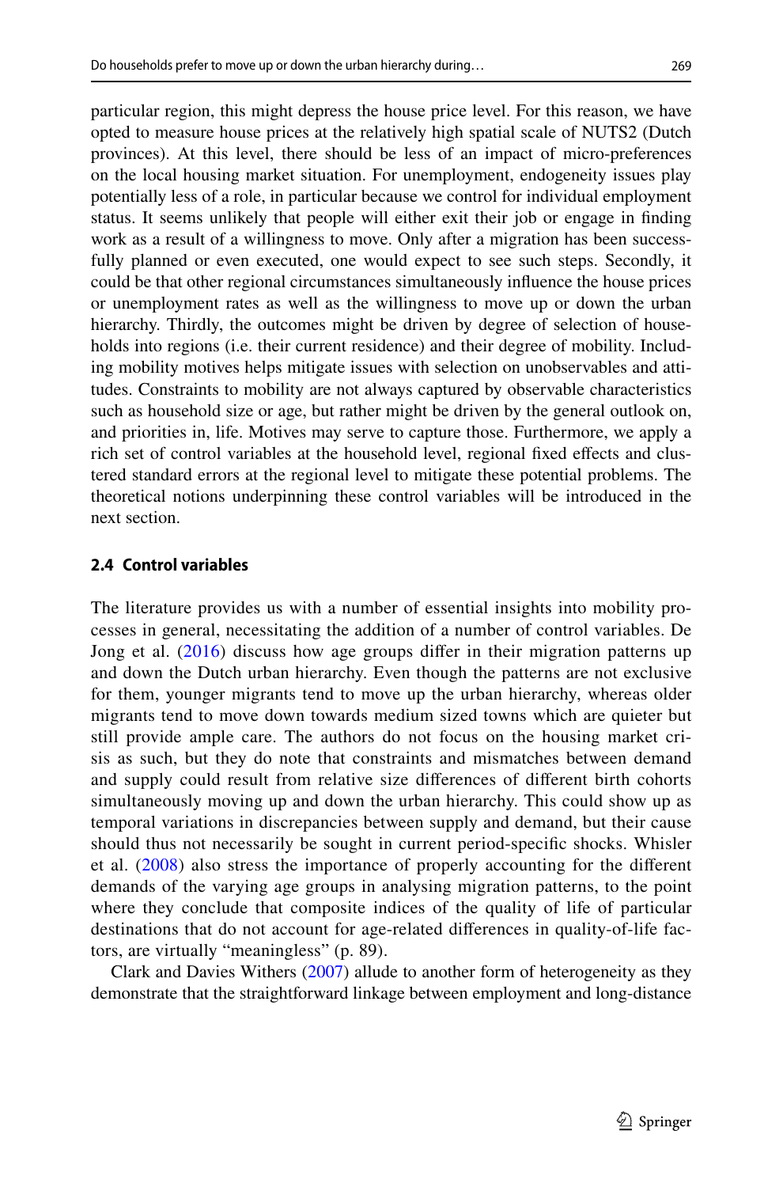particular region, this might depress the house price level. For this reason, we have opted to measure house prices at the relatively high spatial scale of NUTS2 (Dutch provinces). At this level, there should be less of an impact of micro-preferences on the local housing market situation. For unemployment, endogeneity issues play potentially less of a role, in particular because we control for individual employment status. It seems unlikely that people will either exit their job or engage in finding work as a result of a willingness to move. Only after a migration has been successfully planned or even executed, one would expect to see such steps. Secondly, it could be that other regional circumstances simultaneously influence the house prices or unemployment rates as well as the willingness to move up or down the urban hierarchy. Thirdly, the outcomes might be driven by degree of selection of households into regions (i.e. their current residence) and their degree of mobility. Including mobility motives helps mitigate issues with selection on unobservables and attitudes. Constraints to mobility are not always captured by observable characteristics such as household size or age, but rather might be driven by the general outlook on, and priorities in, life. Motives may serve to capture those. Furthermore, we apply a rich set of control variables at the household level, regional fixed effects and clustered standard errors at the regional level to mitigate these potential problems. The theoretical notions underpinning these control variables will be introduced in the next section.

### 2.4 Control variables

The literature provides us with a number of essential insights into mobility processes in general, necessitating the addition of a number of control variables. De Jong et al. (2016) discuss how age groups differ in their migration patterns up and down the Dutch urban hierarchy. Even though the patterns are not exclusive for them, younger migrants tend to move up the urban hierarchy, whereas older migrants tend to move down towards medium sized towns which are quieter but still provide ample care. The authors do not focus on the housing market crisis as such, but they do note that constraints and mismatches between demand and supply could result from relative size differences of different birth cohorts simultaneously moving up and down the urban hierarchy. This could show up as temporal variations in discrepancies between supply and demand, but their cause should thus not necessarily be sought in current period-specific shocks. Whisler et al. (2008) also stress the importance of properly accounting for the different demands of the varying age groups in analysing migration patterns, to the point where they conclude that composite indices of the quality of life of particular destinations that do not account for age-related differences in quality-of-life factors, are virtually "meaningless" (p. 89).

Clark and Davies Withers (2007) allude to another form of heterogeneity as they demonstrate that the straightforward linkage between employment and long-distance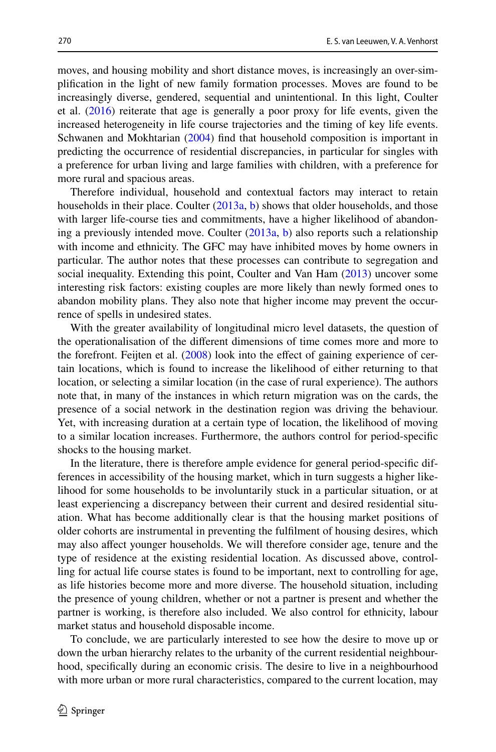moves, and housing mobility and short distance moves, is increasingly an over-simplification in the light of new family formation processes. Moves are found to be increasingly diverse, gendered, sequential and unintentional. In this light, Coulter et al. (2016) reiterate that age is generally a poor proxy for life events, given the increased heterogeneity in life course trajectories and the timing of key life events. Schwanen and Mokhtarian (2004) find that household composition is important in predicting the occurrence of residential discrepancies, in particular for singles with a preference for urban living and large families with children, with a preference for more rural and spacious areas.

Therefore individual, household and contextual factors may interact to retain households in their place. Coulter (2013a, b) shows that older households, and those with larger life-course ties and commitments, have a higher likelihood of abandoning a previously intended move. Coulter (2013a, b) also reports such a relationship with income and ethnicity. The GFC may have inhibited moves by home owners in particular. The author notes that these processes can contribute to segregation and social inequality. Extending this point, Coulter and Van Ham (2013) uncover some interesting risk factors: existing couples are more likely than newly formed ones to abandon mobility plans. They also note that higher income may prevent the occurrence of spells in undesired states.

With the greater availability of longitudinal micro level datasets, the question of the operationalisation of the different dimensions of time comes more and more to the forefront. Feijten et al. (2008) look into the effect of gaining experience of certain locations, which is found to increase the likelihood of either returning to that location, or selecting a similar location (in the case of rural experience). The authors note that, in many of the instances in which return migration was on the cards, the presence of a social network in the destination region was driving the behaviour. Yet, with increasing duration at a certain type of location, the likelihood of moving to a similar location increases. Furthermore, the authors control for period-specific shocks to the housing market.

In the literature, there is therefore ample evidence for general period-specific differences in accessibility of the housing market, which in turn suggests a higher likelihood for some households to be involuntarily stuck in a particular situation, or at least experiencing a discrepancy between their current and desired residential situation. What has become additionally clear is that the housing market positions of older cohorts are instrumental in preventing the fulfilment of housing desires, which may also affect younger households. We will therefore consider age, tenure and the type of residence at the existing residential location. As discussed above, controlling for actual life course states is found to be important, next to controlling for age, as life histories become more and more diverse. The household situation, including the presence of young children, whether or not a partner is present and whether the partner is working, is therefore also included. We also control for ethnicity, labour market status and household disposable income.

To conclude, we are particularly interested to see how the desire to move up or down the urban hierarchy relates to the urbanity of the current residential neighbourhood, specifically during an economic crisis. The desire to live in a neighbourhood with more urban or more rural characteristics, compared to the current location, may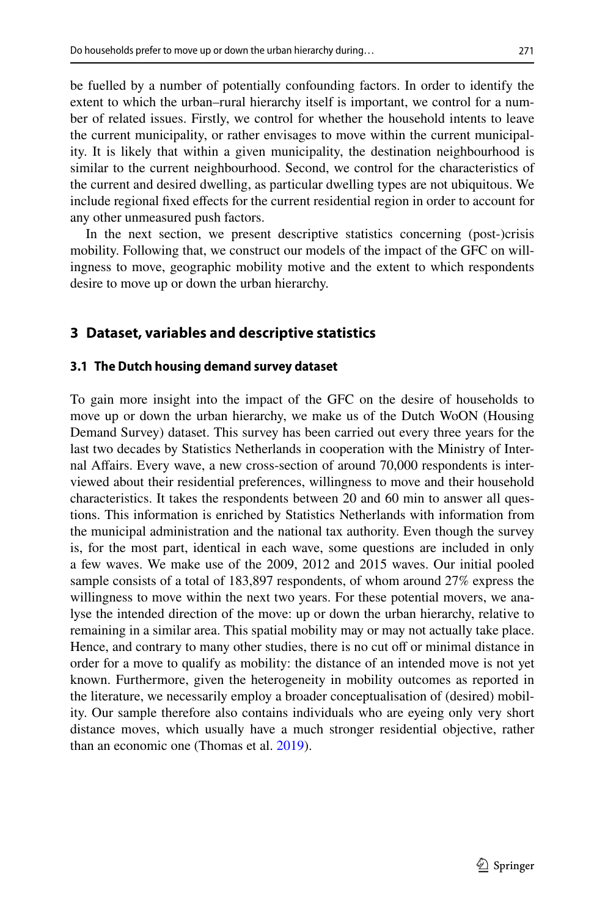be fuelled by a number of potentially confounding factors. In order to identify the extent to which the urban–rural hierarchy itself is important, we control for a number of related issues. Firstly, we control for whether the household intents to leave the current municipality, or rather envisages to move within the current municipality. It is likely that within a given municipality, the destination neighbourhood is similar to the current neighbourhood. Second, we control for the characteristics of the current and desired dwelling, as particular dwelling types are not ubiquitous. We include regional fixed effects for the current residential region in order to account for any other unmeasured push factors.

In the next section, we present descriptive statistics concerning (post-)crisis mobility. Following that, we construct our models of the impact of the GFC on willingness to move, geographic mobility motive and the extent to which respondents desire to move up or down the urban hierarchy.

## 3 Dataset, variables and descriptive statistics

### 3.1 The Dutch housing demand survey dataset

To gain more insight into the impact of the GFC on the desire of households to move up or down the urban hierarchy, we make us of the Dutch WoON (Housing Demand Survey) dataset. This survey has been carried out every three years for the last two decades by Statistics Netherlands in cooperation with the Ministry of Internal Affairs. Every wave, a new cross-section of around 70,000 respondents is interviewed about their residential preferences, willingness to move and their household characteristics. It takes the respondents between 20 and 60 min to answer all questions. This information is enriched by Statistics Netherlands with information from the municipal administration and the national tax authority. Even though the survey is, for the most part, identical in each wave, some questions are included in only a few waves. We make use of the 2009, 2012 and 2015 waves. Our initial pooled sample consists of a total of 183,897 respondents, of whom around 27% express the willingness to move within the next two years. For these potential movers, we analyse the intended direction of the move: up or down the urban hierarchy, relative to remaining in a similar area. This spatial mobility may or may not actually take place. Hence, and contrary to many other studies, there is no cut off or minimal distance in order for a move to qualify as mobility: the distance of an intended move is not yet known. Furthermore, given the heterogeneity in mobility outcomes as reported in the literature, we necessarily employ a broader conceptualisation of (desired) mobility. Our sample therefore also contains individuals who are eyeing only very short distance moves, which usually have a much stronger residential objective, rather than an economic one (Thomas et al. 2019).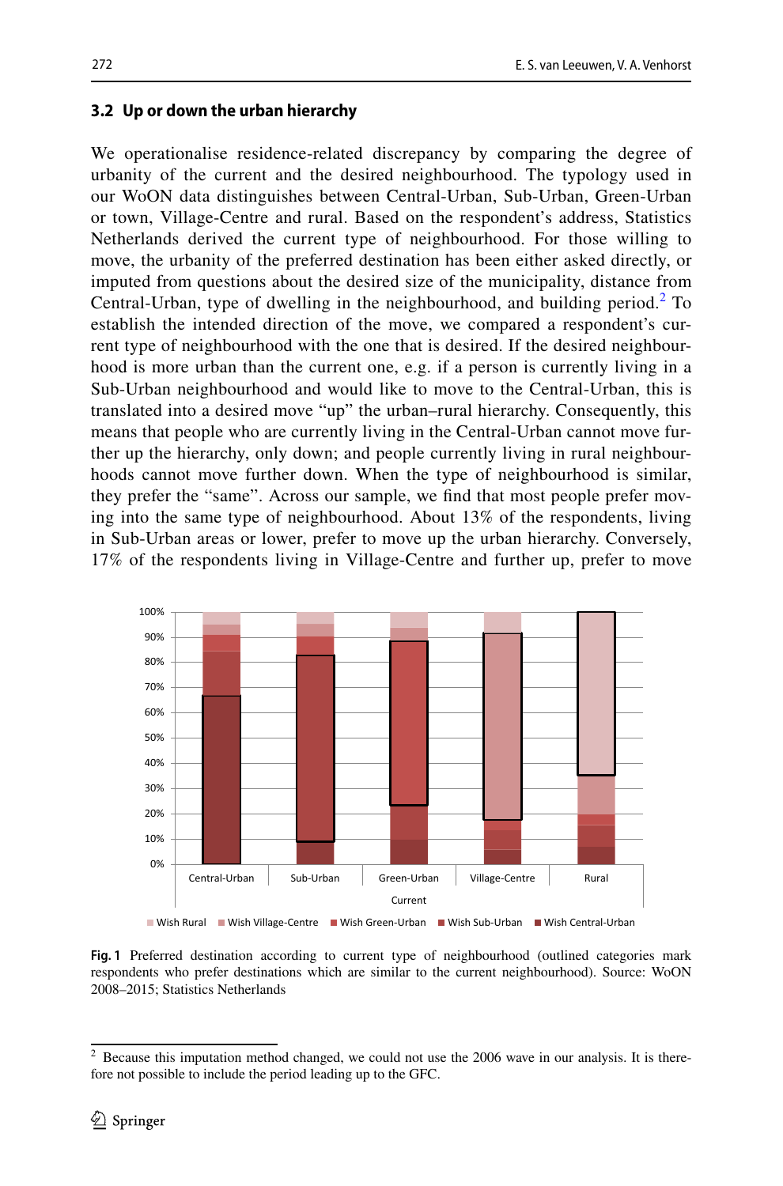### 3.2 Up or down the urban hierarchy

We operationalise residence-related discrepancy by comparing the degree of urbanity of the current and the desired neighbourhood. The typology used in our WoON data distinguishes between Central-Urban, Sub-Urban, Green-Urban or town, Village-Centre and rural. Based on the respondent's address, Statistics Netherlands derived the current type of neighbourhood. For those willing to move, the urbanity of the preferred destination has been either asked directly, or imputed from questions about the desired size of the municipality, distance from Central-Urban, type of dwelling in the neighbourhood, and building period.[2] To establish the intended direction of the move, we compared a respondent's current type of neighbourhood with the one that is desired. If the desired neighbourhood is more urban than the current one, e.g. if a person is currently living in a Sub-Urban neighbourhood and would like to move to the Central-Urban, this is translated into a desired move "up" the urban–rural hierarchy. Consequently, this means that people who are currently living in the Central-Urban cannot move further up the hierarchy, only down; and people currently living in rural neighbourhoods cannot move further down. When the type of neighbourhood is similar, they prefer the "same". Across our sample, we find that most people prefer moving into the same type of neighbourhood. About 13% of the respondents, living in Sub-Urban areas or lower, prefer to move up the urban hierarchy. Conversely, 17% of the respondents living in Village-Centre and further up, prefer to move

**Fig. 1** Preferred destination according to current type of neighbourhood (outlined categories mark respondents who prefer destinations which are similar to the current neighbourhood). Source: WoON 2008–2015; Statistics Netherlands

[2] Because this imputation method changed, we could not use the 2006 wave in our analysis. It is therefore not possible to include the period leading up to the GFC.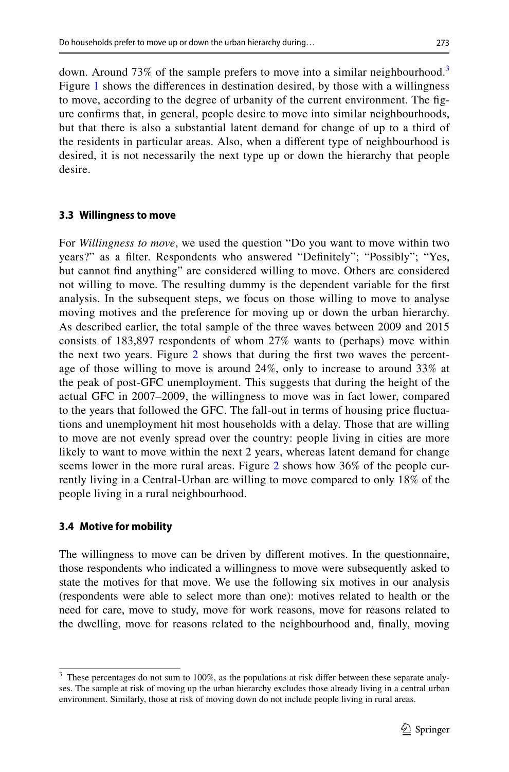down. Around 73% of the sample prefers to move into a similar neighbourhood.[3] Figure 1 shows the differences in destination desired, by those with a willingness to move, according to the degree of urbanity of the current environment. The figure confirms that, in general, people desire to move into similar neighbourhoods, but that there is also a substantial latent demand for change of up to a third of the residents in particular areas. Also, when a different type of neighbourhood is desired, it is not necessarily the next type up or down the hierarchy that people desire.

### 3.3 Willingness to move

For *Willingness to move*, we used the question "Do you want to move within two years?" as a filter. Respondents who answered "Definitely"; "Possibly"; "Yes, but cannot find anything" are considered willing to move. Others are considered not willing to move. The resulting dummy is the dependent variable for the first analysis. In the subsequent steps, we focus on those willing to move to analyse moving motives and the preference for moving up or down the urban hierarchy. As described earlier, the total sample of the three waves between 2009 and 2015 consists of 183,897 respondents of whom 27% wants to (perhaps) move within the next two years. Figure 2 shows that during the first two waves the percentage of those willing to move is around 24%, only to increase to around 33% at the peak of post-GFC unemployment. This suggests that during the height of the actual GFC in 2007–2009, the willingness to move was in fact lower, compared to the years that followed the GFC. The fall-out in terms of housing price fluctuations and unemployment hit most households with a delay. Those that are willing to move are not evenly spread over the country: people living in cities are more likely to want to move within the next 2 years, whereas latent demand for change seems lower in the more rural areas. Figure 2 shows how 36% of the people currently living in a Central-Urban are willing to move compared to only 18% of the people living in a rural neighbourhood.

### 3.4 Motive for mobility

The willingness to move can be driven by different motives. In the questionnaire, those respondents who indicated a willingness to move were subsequently asked to state the motives for that move. We use the following six motives in our analysis (respondents were able to select more than one): motives related to health or the need for care, move to study, move for work reasons, move for reasons related to the dwelling, move for reasons related to the neighbourhood and, finally, moving

[3] These percentages do not sum to 100%, as the populations at risk differ between these separate analyses. The sample at risk of moving up the urban hierarchy excludes those already living in a central urban environment. Similarly, those at risk of moving down do not include people living in rural areas.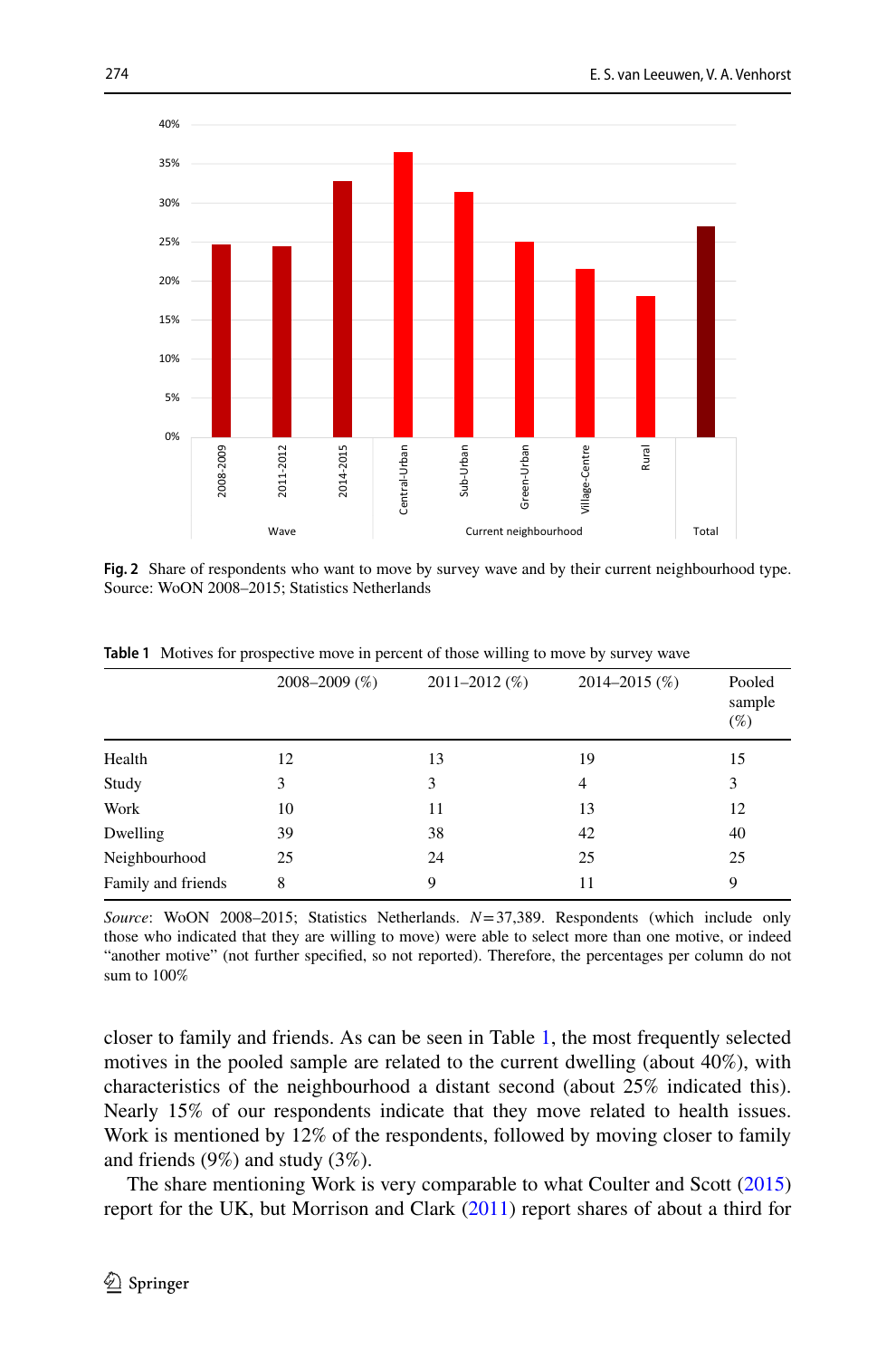**Fig. 2** Share of respondents who want to move by survey wave and by their current neighbourhood type. Source: WoON 2008–2015; Statistics Netherlands

**Table 1** Motives for prospective move in percent of those willing to move by survey wave

| | 2008–2009 (%) | 2011–2012 (%) | 2014–2015 (%) | Pooled sample (%) |
|---|---|---|---|---|
| Health | 12 | 13 | 19 | 15 |
| Study | 3 | 3 | 4 | 3 |
| Work | 10 | 11 | 13 | 12 |
| Dwelling | 39 | 38 | 42 | 40 |
| Neighbourhood | 25 | 24 | 25 | 25 |
| Family and friends | 8 | 9 | 11 | 9 |

*Source*: WoON 2008–2015; Statistics Netherlands. $N=37{,}389$. Respondents (which include only those who indicated that they are willing to move) were able to select more than one motive, or indeed "another motive" (not further specified, so not reported). Therefore, the percentages per column do not sum to 100%

closer to family and friends. As can be seen in Table 1, the most frequently selected motives in the pooled sample are related to the current dwelling (about 40%), with characteristics of the neighbourhood a distant second (about 25% indicated this). Nearly 15% of our respondents indicate that they move related to health issues. Work is mentioned by 12% of the respondents, followed by moving closer to family and friends (9%) and study (3%).

The share mentioning Work is very comparable to what Coulter and Scott (2015) report for the UK, but Morrison and Clark (2011) report shares of about a third for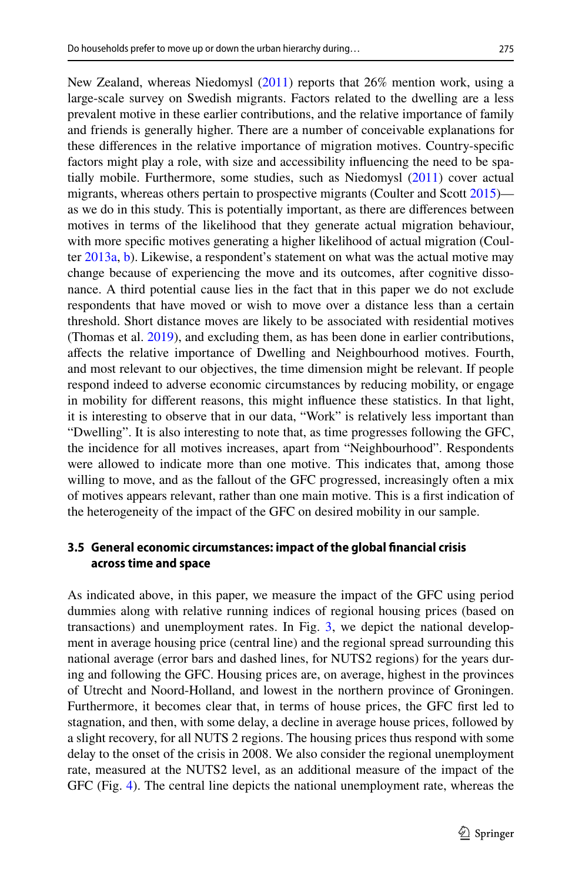New Zealand, whereas Niedomysl (2011) reports that 26% mention work, using a large-scale survey on Swedish migrants. Factors related to the dwelling are a less prevalent motive in these earlier contributions, and the relative importance of family and friends is generally higher. There are a number of conceivable explanations for these differences in the relative importance of migration motives. Country-specific factors might play a role, with size and accessibility influencing the need to be spatially mobile. Furthermore, some studies, such as Niedomysl (2011) cover actual migrants, whereas others pertain to prospective migrants (Coulter and Scott 2015)—as we do in this study. This is potentially important, as there are differences between motives in terms of the likelihood that they generate actual migration behaviour, with more specific motives generating a higher likelihood of actual migration (Coulter 2013a, b). Likewise, a respondent's statement on what was the actual motive may change because of experiencing the move and its outcomes, after cognitive dissonance. A third potential cause lies in the fact that in this paper we do not exclude respondents that have moved or wish to move over a distance less than a certain threshold. Short distance moves are likely to be associated with residential motives (Thomas et al. 2019), and excluding them, as has been done in earlier contributions, affects the relative importance of Dwelling and Neighbourhood motives. Fourth, and most relevant to our objectives, the time dimension might be relevant. If people respond indeed to adverse economic circumstances by reducing mobility, or engage in mobility for different reasons, this might influence these statistics. In that light, it is interesting to observe that in our data, "Work" is relatively less important than "Dwelling". It is also interesting to note that, as time progresses following the GFC, the incidence for all motives increases, apart from "Neighbourhood". Respondents were allowed to indicate more than one motive. This indicates that, among those willing to move, and as the fallout of the GFC progressed, increasingly often a mix of motives appears relevant, rather than one main motive. This is a first indication of the heterogeneity of the impact of the GFC on desired mobility in our sample.

### 3.5 General economic circumstances: impact of the global financial crisis across time and space

As indicated above, in this paper, we measure the impact of the GFC using period dummies along with relative running indices of regional housing prices (based on transactions) and unemployment rates. In Fig. 3, we depict the national development in average housing price (central line) and the regional spread surrounding this national average (error bars and dashed lines, for NUTS2 regions) for the years during and following the GFC. Housing prices are, on average, highest in the provinces of Utrecht and Noord-Holland, and lowest in the northern province of Groningen. Furthermore, it becomes clear that, in terms of house prices, the GFC first led to stagnation, and then, with some delay, a decline in average house prices, followed by a slight recovery, for all NUTS 2 regions. The housing prices thus respond with some delay to the onset of the crisis in 2008. We also consider the regional unemployment rate, measured at the NUTS2 level, as an additional measure of the impact of the GFC (Fig. 4). The central line depicts the national unemployment rate, whereas the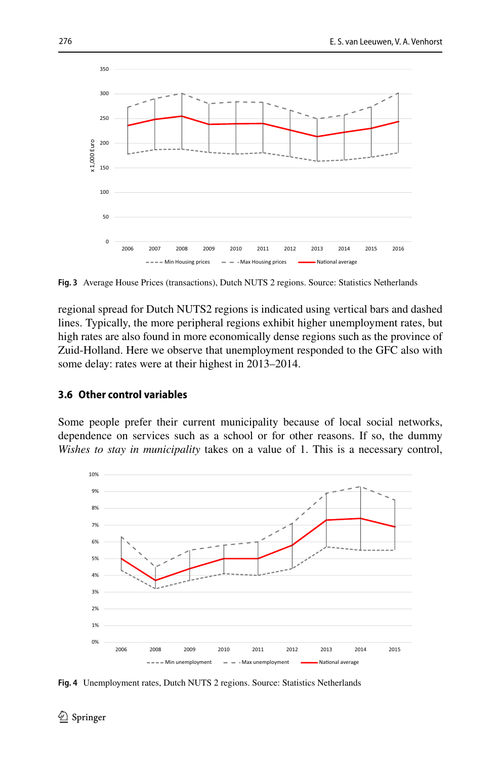Fig. 3 Average House Prices (transactions), Dutch NUTS 2 regions. Source: Statistics Netherlands

regional spread for Dutch NUTS2 regions is indicated using vertical bars and dashed lines. Typically, the more peripheral regions exhibit higher unemployment rates, but high rates are also found in more economically dense regions such as the province of Zuid-Holland. Here we observe that unemployment responded to the GFC also with some delay: rates were at their highest in 2013–2014.

### 3.6 Other control variables

Some people prefer their current municipality because of local social networks, dependence on services such as a school or for other reasons. If so, the dummy *Wishes to stay in municipality* takes on a value of 1. This is a necessary control,

Fig. 4 Unemployment rates, Dutch NUTS 2 regions. Source: Statistics Netherlands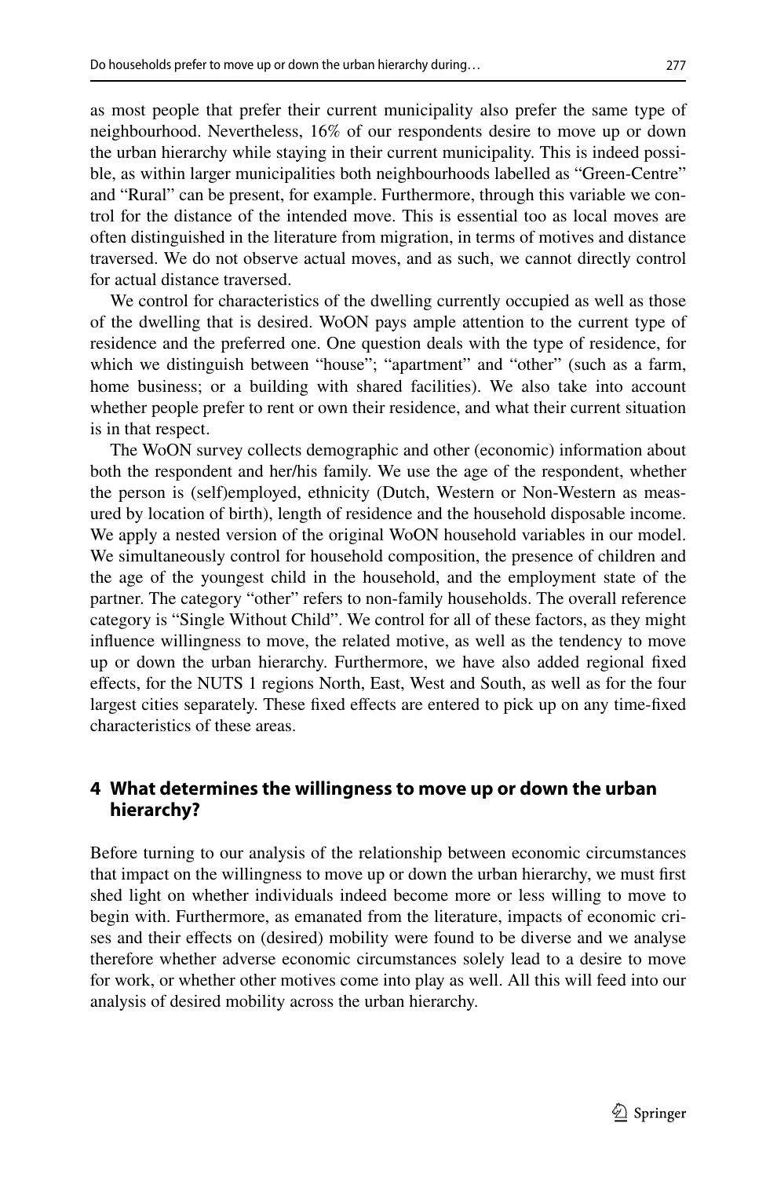as most people that prefer their current municipality also prefer the same type of neighbourhood. Nevertheless, 16% of our respondents desire to move up or down the urban hierarchy while staying in their current municipality. This is indeed possible, as within larger municipalities both neighbourhoods labelled as "Green-Centre" and "Rural" can be present, for example. Furthermore, through this variable we control for the distance of the intended move. This is essential too as local moves are often distinguished in the literature from migration, in terms of motives and distance traversed. We do not observe actual moves, and as such, we cannot directly control for actual distance traversed.

We control for characteristics of the dwelling currently occupied as well as those of the dwelling that is desired. WoON pays ample attention to the current type of residence and the preferred one. One question deals with the type of residence, for which we distinguish between "house"; "apartment" and "other" (such as a farm, home business; or a building with shared facilities). We also take into account whether people prefer to rent or own their residence, and what their current situation is in that respect.

The WoON survey collects demographic and other (economic) information about both the respondent and her/his family. We use the age of the respondent, whether the person is (self)employed, ethnicity (Dutch, Western or Non-Western as measured by location of birth), length of residence and the household disposable income. We apply a nested version of the original WoON household variables in our model. We simultaneously control for household composition, the presence of children and the age of the youngest child in the household, and the employment state of the partner. The category "other" refers to non-family households. The overall reference category is "Single Without Child". We control for all of these factors, as they might influence willingness to move, the related motive, as well as the tendency to move up or down the urban hierarchy. Furthermore, we have also added regional fixed effects, for the NUTS 1 regions North, East, West and South, as well as for the four largest cities separately. These fixed effects are entered to pick up on any time-fixed characteristics of these areas.

## 4 What determines the willingness to move up or down the urban hierarchy?

Before turning to our analysis of the relationship between economic circumstances that impact on the willingness to move up or down the urban hierarchy, we must first shed light on whether individuals indeed become more or less willing to move to begin with. Furthermore, as emanated from the literature, impacts of economic crises and their effects on (desired) mobility were found to be diverse and we analyse therefore whether adverse economic circumstances solely lead to a desire to move for work, or whether other motives come into play as well. All this will feed into our analysis of desired mobility across the urban hierarchy.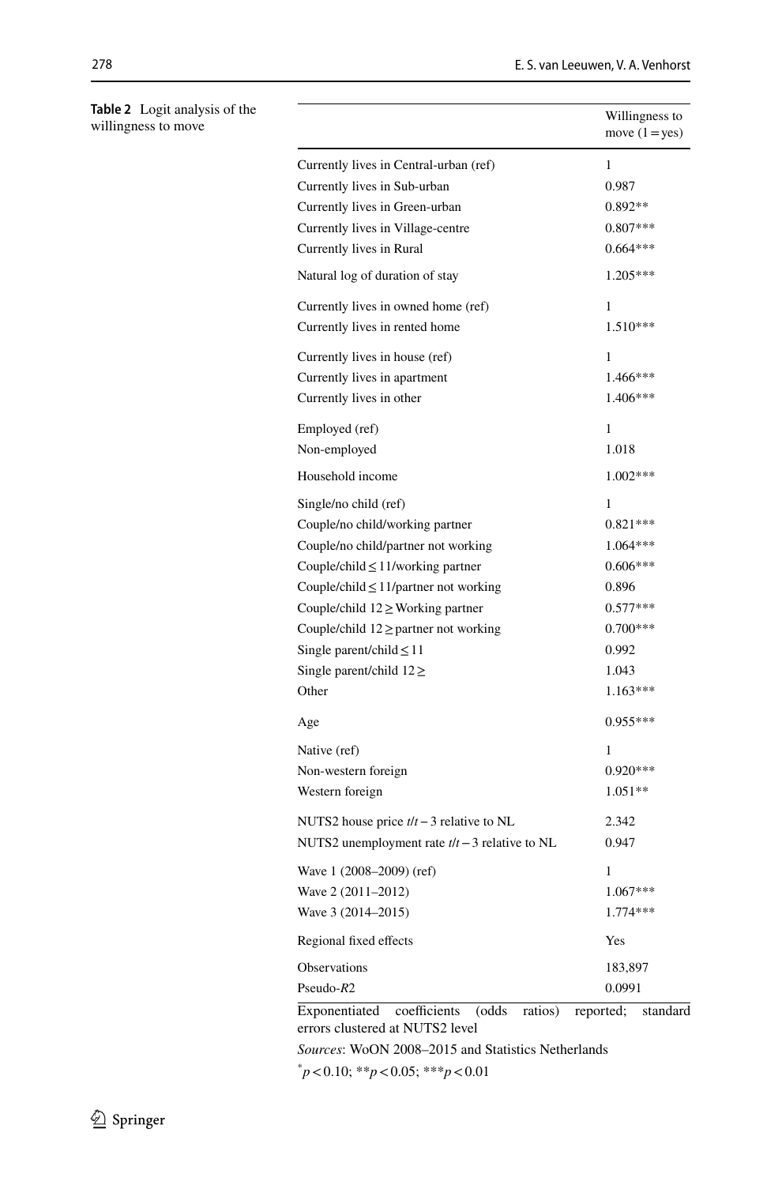**Table 2** Logit analysis of the willingness to move

| | Willingness to move (1 = yes) |
|---|---|
| Currently lives in Central-urban (ref) | 1 |
| Currently lives in Sub-urban | 0.987 |
| Currently lives in Green-urban | 0.892** |
| Currently lives in Village-centre | 0.807*** |
| Currently lives in Rural | 0.664*** |
| Natural log of duration of stay | 1.205*** |
| Currently lives in owned home (ref) | 1 |
| Currently lives in rented home | 1.510*** |
| Currently lives in house (ref) | 1 |
| Currently lives in apartment | 1.466*** |
| Currently lives in other | 1.406*** |
| Employed (ref) | 1 |
| Non-employed | 1.018 |
| Household income | 1.002*** |
| Single/no child (ref) | 1 |
| Couple/no child/working partner | 0.821*** |
| Couple/no child/partner not working | 1.064*** |
| Couple/child ≤ 11/working partner | 0.606*** |
| Couple/child ≤ 11/partner not working | 0.896 |
| Couple/child 12 ≥ Working partner | 0.577*** |
| Couple/child 12 ≥ partner not working | 0.700*** |
| Single parent/child ≤ 11 | 0.992 |
| Single parent/child 12 ≥ | 1.043 |
| Other | 1.163*** |
| Age | 0.955*** |
| Native (ref) | 1 |
| Non-western foreign | 0.920*** |
| Western foreign | 1.051** |
| NUTS2 house price $t/t-3$ relative to NL | 2.342 |
| NUTS2 unemployment rate $t/t-3$ relative to NL | 0.947 |
| Wave 1 (2008–2009) (ref) | 1 |
| Wave 2 (2011–2012) | 1.067*** |
| Wave 3 (2014–2015) | 1.774*** |
| Regional fixed effects | Yes |
| Observations | 183,897 |
| Pseudo-$R2$ | 0.0991 |

Exponentiated coefficients (odds ratios) reported; standard errors clustered at NUTS2 level

*Sources*: WoON 2008–2015 and Statistics Netherlands

$^{*}p < 0.10$; $^{**}p < 0.05$; $^{***}p < 0.01$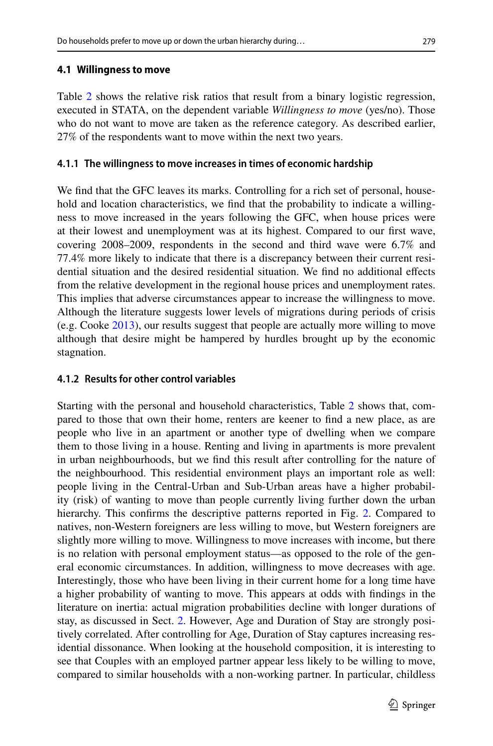### 4.1 Willingness to move

Table 2 shows the relative risk ratios that result from a binary logistic regression, executed in STATA, on the dependent variable *Willingness to move* (yes/no). Those who do not want to move are taken as the reference category. As described earlier, 27% of the respondents want to move within the next two years.

#### 4.1.1 The willingness to move increases in times of economic hardship

We find that the GFC leaves its marks. Controlling for a rich set of personal, household and location characteristics, we find that the probability to indicate a willingness to move increased in the years following the GFC, when house prices were at their lowest and unemployment was at its highest. Compared to our first wave, covering 2008–2009, respondents in the second and third wave were 6.7% and 77.4% more likely to indicate that there is a discrepancy between their current residential situation and the desired residential situation. We find no additional effects from the relative development in the regional house prices and unemployment rates. This implies that adverse circumstances appear to increase the willingness to move. Although the literature suggests lower levels of migrations during periods of crisis (e.g. Cooke 2013), our results suggest that people are actually more willing to move although that desire might be hampered by hurdles brought up by the economic stagnation.

#### 4.1.2 Results for other control variables

Starting with the personal and household characteristics, Table 2 shows that, compared to those that own their home, renters are keener to find a new place, as are people who live in an apartment or another type of dwelling when we compare them to those living in a house. Renting and living in apartments is more prevalent in urban neighbourhoods, but we find this result after controlling for the nature of the neighbourhood. This residential environment plays an important role as well: people living in the Central-Urban and Sub-Urban areas have a higher probability (risk) of wanting to move than people currently living further down the urban hierarchy. This confirms the descriptive patterns reported in Fig. 2. Compared to natives, non-Western foreigners are less willing to move, but Western foreigners are slightly more willing to move. Willingness to move increases with income, but there is no relation with personal employment status—as opposed to the role of the general economic circumstances. In addition, willingness to move decreases with age. Interestingly, those who have been living in their current home for a long time have a higher probability of wanting to move. This appears at odds with findings in the literature on inertia: actual migration probabilities decline with longer durations of stay, as discussed in Sect. 2. However, Age and Duration of Stay are strongly positively correlated. After controlling for Age, Duration of Stay captures increasing residential dissonance. When looking at the household composition, it is interesting to see that Couples with an employed partner appear less likely to be willing to move, compared to similar households with a non-working partner. In particular, childless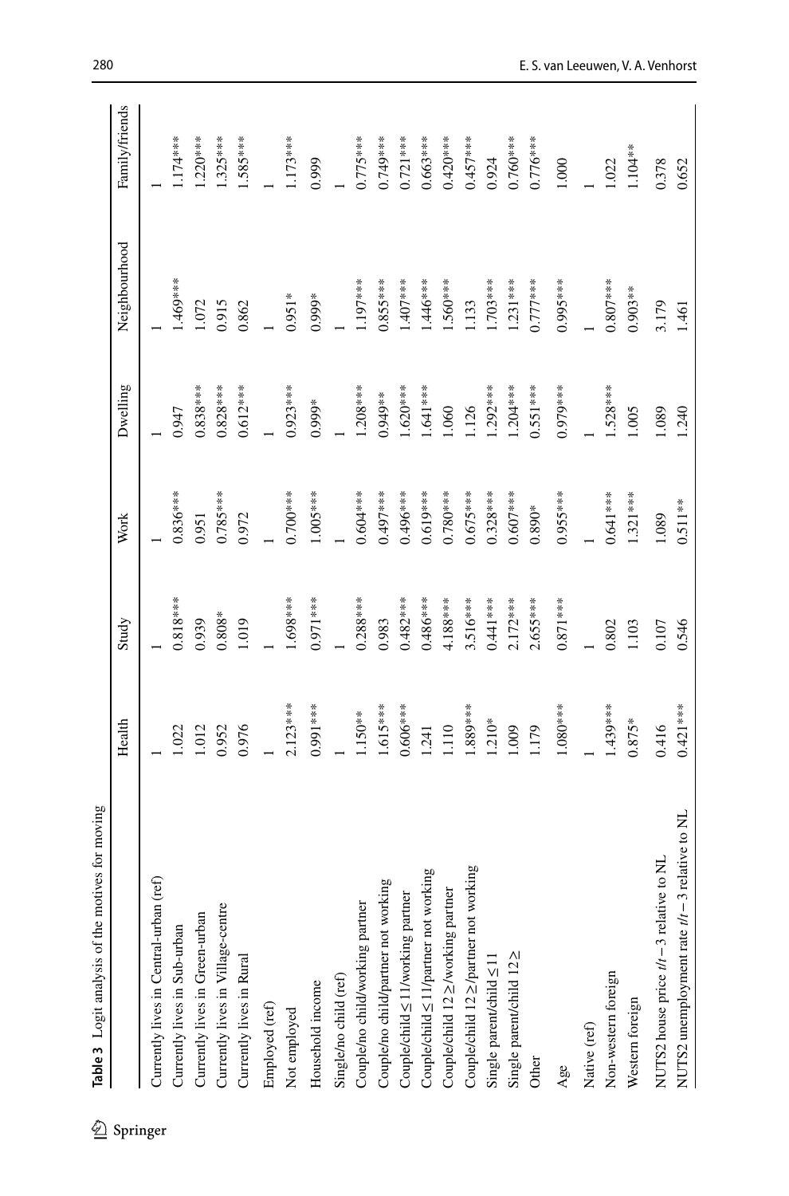**Table 3** Logit analysis of the motives for moving

| | Health | Study | Work | Dwelling | Neighbourhood | Family/friends |
|---|---|---|---|---|---|---|
| Currently lives in Central-urban (ref) | 1 | 1 | 1 | 1 | 1 | 1 |
| Currently lives in Sub-urban | 1.022 | 0.818*** | 0.836*** | 0.947 | 1.469*** | 1.174*** |
| Currently lives in Green-urban | 1.012 | 0.939 | 0.951 | 0.838*** | 1.072 | 1.220*** |
| Currently lives in Village-centre | 0.952 | 0.808* | 0.785*** | 0.828*** | 0.915 | 1.325*** |
| Currently lives in Rural | 0.976 | 1.019 | 0.972 | 0.612*** | 0.862 | 1.585*** |
| Employed (ref) | 1 | 1 | 1 | 1 | 1 | 1 |
| Not employed | 2.123*** | 1.698*** | 0.700*** | 0.923*** | 0.951* | 1.173*** |
| Household income | 0.991*** | 0.971*** | 1.005*** | 0.999* | 0.999* | 0.999 |
| Single/no child (ref) | 1 | 1 | 1 | 1 | 1 | 1 |
| Couple/no child/working partner | 1.150** | 0.288*** | 0.604*** | 1.208*** | 1.197*** | 0.775*** |
| Couple/no child/partner not working | 1.615*** | 0.983 | 0.497*** | 0.949** | 0.855*** | 0.749*** |
| Couple/child ≤ 11/working partner | 0.606*** | 0.482*** | 0.496*** | 1.620*** | 1.407*** | 0.721*** |
| Couple/child ≤ 11/partner not working | 1.241 | 0.486*** | 0.619*** | 1.641*** | 1.446*** | 0.663*** |
| Couple/child 12 ≥/working partner | 1.110 | 4.188*** | 0.780*** | 1.060 | 1.560*** | 0.420*** |
| Couple/child 12 ≥/partner not working | 1.889*** | 3.516*** | 0.675*** | 1.126 | 1.133 | 0.457*** |
| Single parent/child ≤ 11 | 1.210* | 0.441*** | 0.328*** | 1.292*** | 1.703*** | 0.924 |
| Single parent/child 12 ≥ | 1.009 | 2.172*** | 0.607*** | 1.204*** | 1.231*** | 0.760*** |
| Other | 1.179 | 2.655*** | 0.890* | 0.551*** | 0.777*** | 0.776*** |
| Age | 1.080*** | 0.871*** | 0.955*** | 0.979*** | 0.995*** | 1.000 |
| Native (ref) | 1 | 1 | 1 | 1 | 1 | 1 |
| Non-western foreign | 1.439*** | 0.802 | 0.641*** | 1.528*** | 0.807*** | 1.022 |
| Western foreign | 0.875* | 1.103 | 1.321*** | 1.005 | 0.903** | 1.104** |
| NUTS2 house price $t/t-3$ relative to NL | 0.416 | 0.107 | 1.089 | 1.089 | 3.179 | 0.378 |
| NUTS2 unemployment rate $t/t-3$ relative to NL | 0.421*** | 0.546 | 0.511** | 1.240 | 1.461 | 0.652 |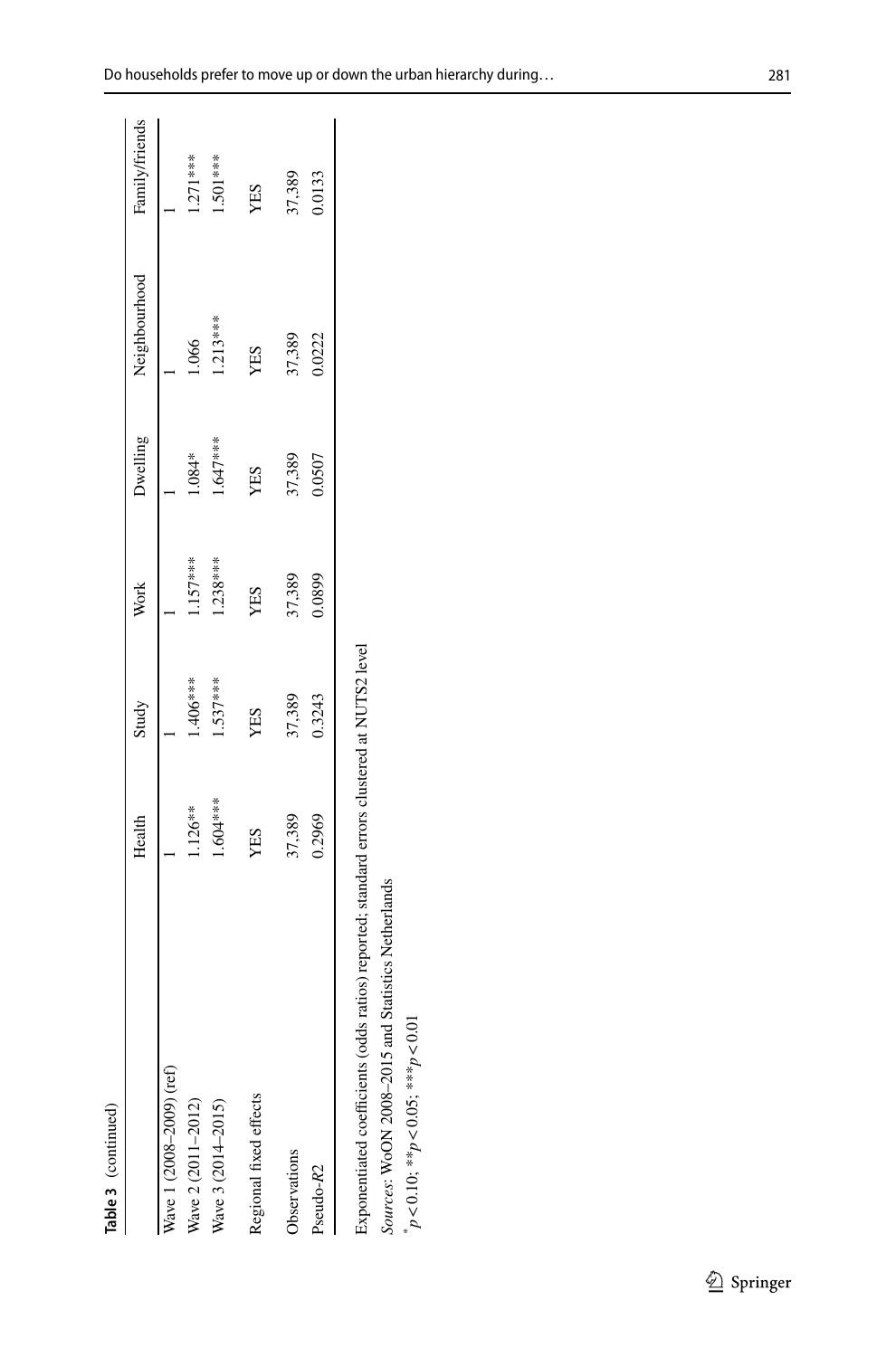**Table 3** (continued)

| | Health | Study | Work | Dwelling | Neighbourhood | Family/friends |
|---|---|---|---|---|---|---|
| Wave 1 (2008–2009) (ref) | 1 | 1 | 1 | 1 | 1 | 1 |
| Wave 2 (2011–2012) | 1.126** | 1.406*** | 1.157*** | 1.084* | 1.066 | 1.271*** |
| Wave 3 (2014–2015) | 1.604*** | 1.537*** | 1.238*** | 1.647*** | 1.213*** | 1.501*** |
| Regional fixed effects | YES | YES | YES | YES | YES | YES |
| Observations | 37,389 | 37,389 | 37,389 | 37,389 | 37,389 | 37,389 |
| Pseudo-$R2$ | 0.2969 | 0.3243 | 0.0899 | 0.0507 | 0.0222 | 0.0133 |

Exponentiated coefficients (odds ratios) reported; standard errors clustered at NUTS2 level

*Sources*: WoON 2008–2015 and Statistics Netherlands

*$p < 0.10$; **$p < 0.05$; ***$p < 0.01$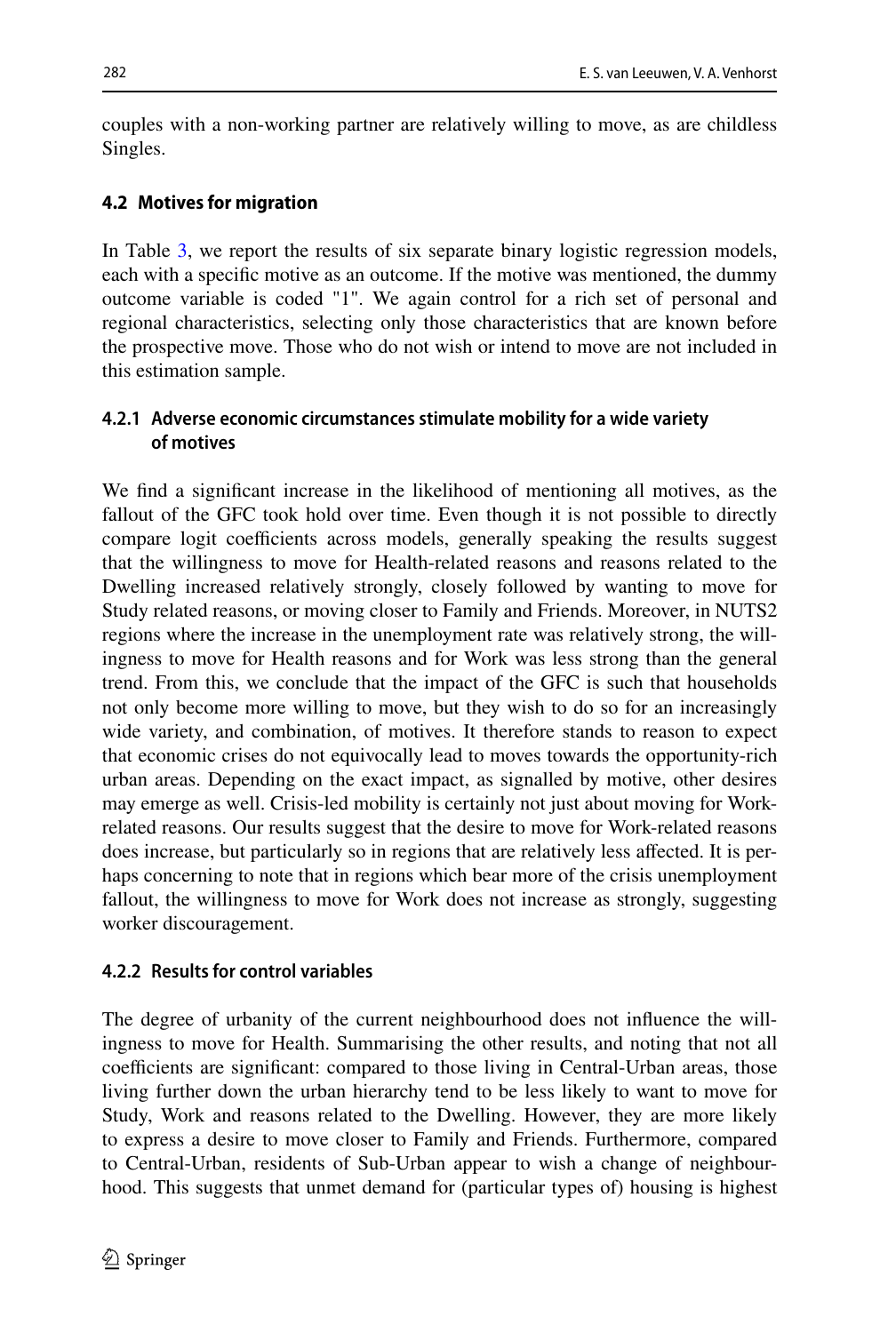couples with a non-working partner are relatively willing to move, as are childless Singles.

### 4.2 Motives for migration

In Table 3, we report the results of six separate binary logistic regression models, each with a specific motive as an outcome. If the motive was mentioned, the dummy outcome variable is coded "1". We again control for a rich set of personal and regional characteristics, selecting only those characteristics that are known before the prospective move. Those who do not wish or intend to move are not included in this estimation sample.

#### 4.2.1 Adverse economic circumstances stimulate mobility for a wide variety of motives

We find a significant increase in the likelihood of mentioning all motives, as the fallout of the GFC took hold over time. Even though it is not possible to directly compare logit coefficients across models, generally speaking the results suggest that the willingness to move for Health-related reasons and reasons related to the Dwelling increased relatively strongly, closely followed by wanting to move for Study related reasons, or moving closer to Family and Friends. Moreover, in NUTS2 regions where the increase in the unemployment rate was relatively strong, the willingness to move for Health reasons and for Work was less strong than the general trend. From this, we conclude that the impact of the GFC is such that households not only become more willing to move, but they wish to do so for an increasingly wide variety, and combination, of motives. It therefore stands to reason to expect that economic crises do not equivocally lead to moves towards the opportunity-rich urban areas. Depending on the exact impact, as signalled by motive, other desires may emerge as well. Crisis-led mobility is certainly not just about moving for Work-related reasons. Our results suggest that the desire to move for Work-related reasons does increase, but particularly so in regions that are relatively less affected. It is perhaps concerning to note that in regions which bear more of the crisis unemployment fallout, the willingness to move for Work does not increase as strongly, suggesting worker discouragement.

#### 4.2.2 Results for control variables

The degree of urbanity of the current neighbourhood does not influence the willingness to move for Health. Summarising the other results, and noting that not all coefficients are significant: compared to those living in Central-Urban areas, those living further down the urban hierarchy tend to be less likely to want to move for Study, Work and reasons related to the Dwelling. However, they are more likely to express a desire to move closer to Family and Friends. Furthermore, compared to Central-Urban, residents of Sub-Urban appear to wish a change of neighbourhood. This suggests that unmet demand for (particular types of) housing is highest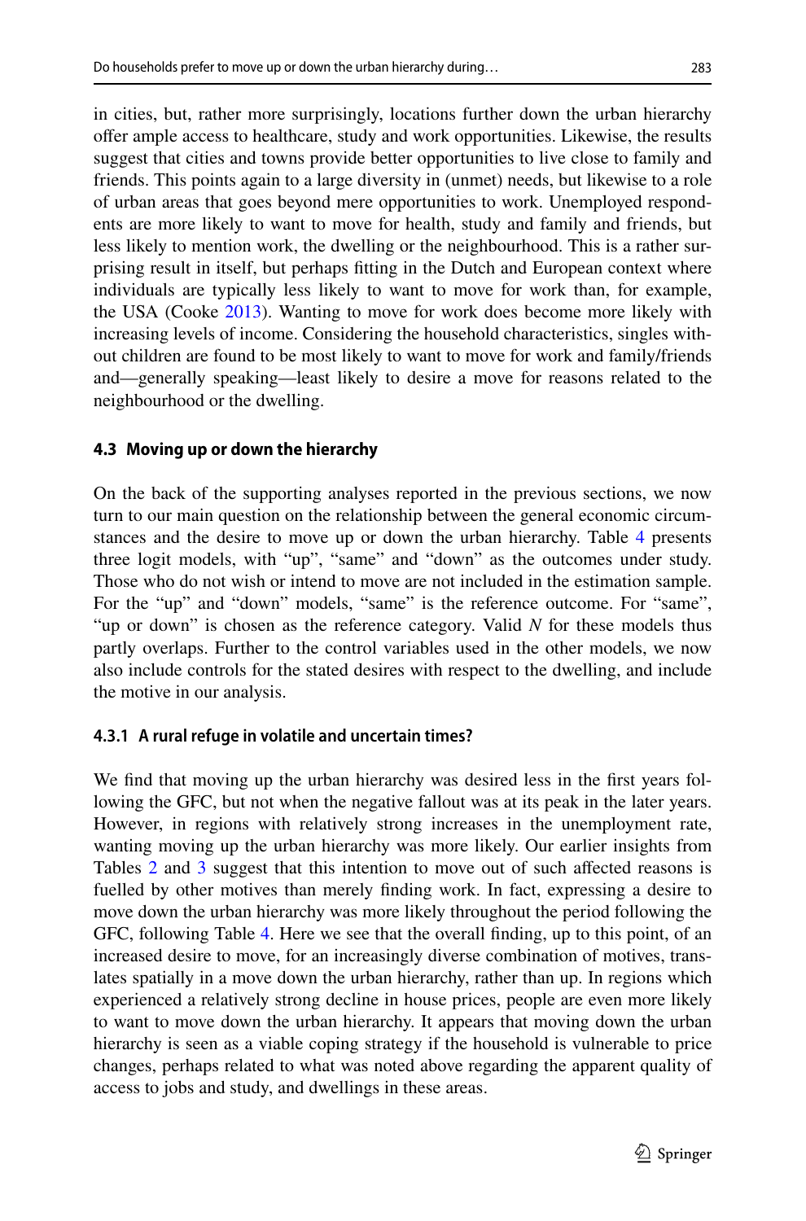in cities, but, rather more surprisingly, locations further down the urban hierarchy offer ample access to healthcare, study and work opportunities. Likewise, the results suggest that cities and towns provide better opportunities to live close to family and friends. This points again to a large diversity in (unmet) needs, but likewise to a role of urban areas that goes beyond mere opportunities to work. Unemployed respondents are more likely to want to move for health, study and family and friends, but less likely to mention work, the dwelling or the neighbourhood. This is a rather surprising result in itself, but perhaps fitting in the Dutch and European context where individuals are typically less likely to want to move for work than, for example, the USA (Cooke 2013). Wanting to move for work does become more likely with increasing levels of income. Considering the household characteristics, singles without children are found to be most likely to want to move for work and family/friends and—generally speaking—least likely to desire a move for reasons related to the neighbourhood or the dwelling.

### 4.3 Moving up or down the hierarchy

On the back of the supporting analyses reported in the previous sections, we now turn to our main question on the relationship between the general economic circumstances and the desire to move up or down the urban hierarchy. Table 4 presents three logit models, with "up", "same" and "down" as the outcomes under study. Those who do not wish or intend to move are not included in the estimation sample. For the "up" and "down" models, "same" is the reference outcome. For "same", "up or down" is chosen as the reference category. Valid *N* for these models thus partly overlaps. Further to the control variables used in the other models, we now also include controls for the stated desires with respect to the dwelling, and include the motive in our analysis.

#### 4.3.1 A rural refuge in volatile and uncertain times?

We find that moving up the urban hierarchy was desired less in the first years following the GFC, but not when the negative fallout was at its peak in the later years. However, in regions with relatively strong increases in the unemployment rate, wanting moving up the urban hierarchy was more likely. Our earlier insights from Tables 2 and 3 suggest that this intention to move out of such affected reasons is fuelled by other motives than merely finding work. In fact, expressing a desire to move down the urban hierarchy was more likely throughout the period following the GFC, following Table 4. Here we see that the overall finding, up to this point, of an increased desire to move, for an increasingly diverse combination of motives, translates spatially in a move down the urban hierarchy, rather than up. In regions which experienced a relatively strong decline in house prices, people are even more likely to want to move down the urban hierarchy. It appears that moving down the urban hierarchy is seen as a viable coping strategy if the household is vulnerable to price changes, perhaps related to what was noted above regarding the apparent quality of access to jobs and study, and dwellings in these areas.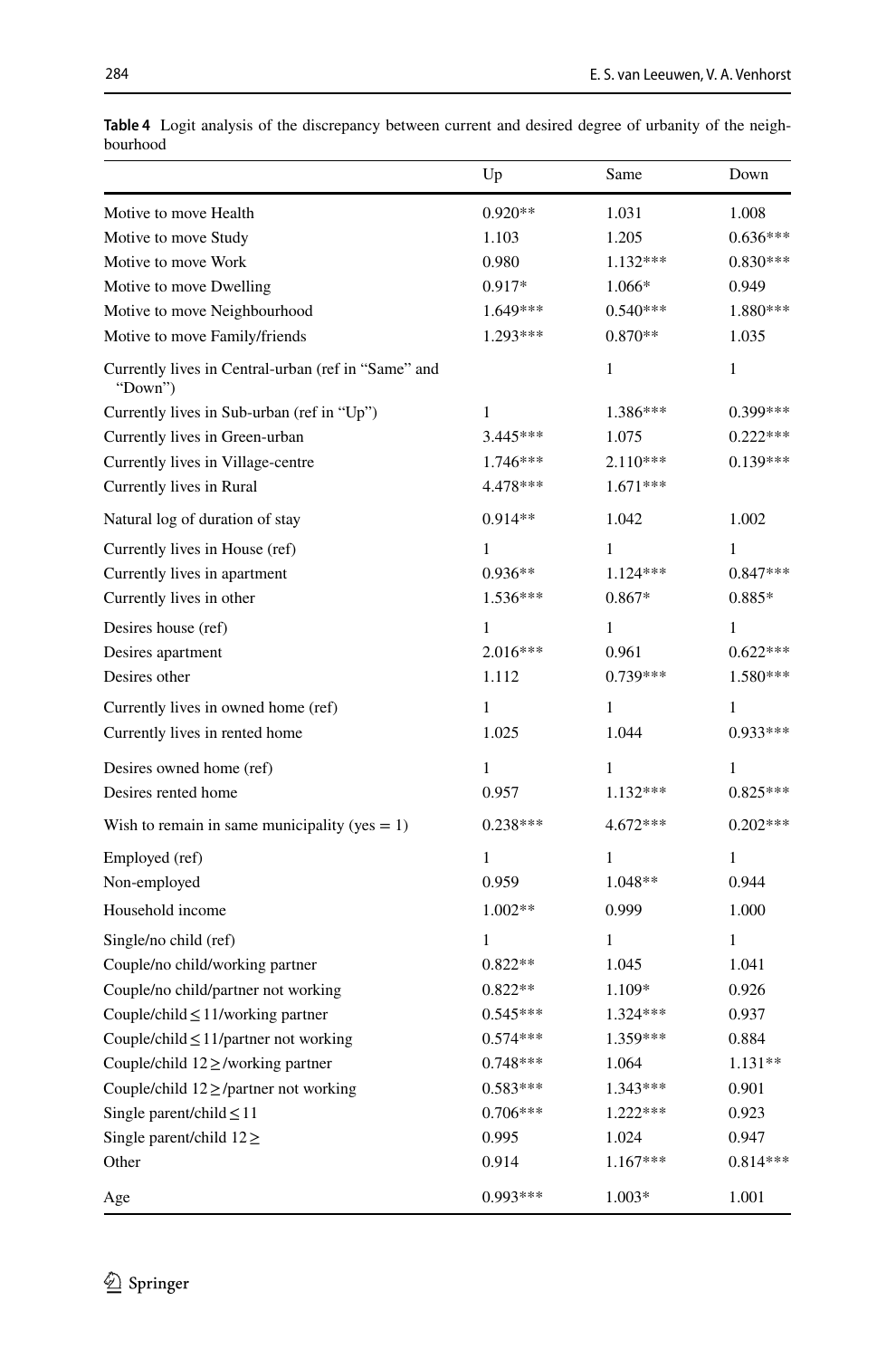**Table 4** Logit analysis of the discrepancy between current and desired degree of urbanity of the neighbourhood

| | Up | Same | Down |
|---|---|---|---|
| Motive to move Health | 0.920** | 1.031 | 1.008 |
| Motive to move Study | 1.103 | 1.205 | 0.636*** |
| Motive to move Work | 0.980 | 1.132*** | 0.830*** |
| Motive to move Dwelling | 0.917* | 1.066* | 0.949 |
| Motive to move Neighbourhood | 1.649*** | 0.540*** | 1.880*** |
| Motive to move Family/friends | 1.293*** | 0.870** | 1.035 |
| Currently lives in Central-urban (ref in "Same" and "Down") | | 1 | 1 |
| Currently lives in Sub-urban (ref in "Up") | 1 | 1.386*** | 0.399*** |
| Currently lives in Green-urban | 3.445*** | 1.075 | 0.222*** |
| Currently lives in Village-centre | 1.746*** | 2.110*** | 0.139*** |
| Currently lives in Rural | 4.478*** | 1.671*** | |
| Natural log of duration of stay | 0.914** | 1.042 | 1.002 |
| Currently lives in House (ref) | 1 | 1 | 1 |
| Currently lives in apartment | 0.936** | 1.124*** | 0.847*** |
| Currently lives in other | 1.536*** | 0.867* | 0.885* |
| Desires house (ref) | 1 | 1 | 1 |
| Desires apartment | 2.016*** | 0.961 | 0.622*** |
| Desires other | 1.112 | 0.739*** | 1.580*** |
| Currently lives in owned home (ref) | 1 | 1 | 1 |
| Currently lives in rented home | 1.025 | 1.044 | 0.933*** |
| Desires owned home (ref) | 1 | 1 | 1 |
| Desires rented home | 0.957 | 1.132*** | 0.825*** |
| Wish to remain in same municipality (yes = 1) | 0.238*** | 4.672*** | 0.202*** |
| Employed (ref) | 1 | 1 | 1 |
| Non-employed | 0.959 | 1.048** | 0.944 |
| Household income | 1.002** | 0.999 | 1.000 |
| Single/no child (ref) | 1 | 1 | 1 |
| Couple/no child/working partner | 0.822** | 1.045 | 1.041 |
| Couple/no child/partner not working | 0.822** | 1.109* | 0.926 |
| Couple/child ≤ 11/working partner | 0.545*** | 1.324*** | 0.937 |
| Couple/child ≤ 11/partner not working | 0.574*** | 1.359*** | 0.884 |
| Couple/child 12 ≥/working partner | 0.748*** | 1.064 | 1.131** |
| Couple/child 12 ≥/partner not working | 0.583*** | 1.343*** | 0.901 |
| Single parent/child ≤ 11 | 0.706*** | 1.222*** | 0.923 |
| Single parent/child 12 ≥ | 0.995 | 1.024 | 0.947 |
| Other | 0.914 | 1.167*** | 0.814*** |
| Age | 0.993*** | 1.003* | 1.001 |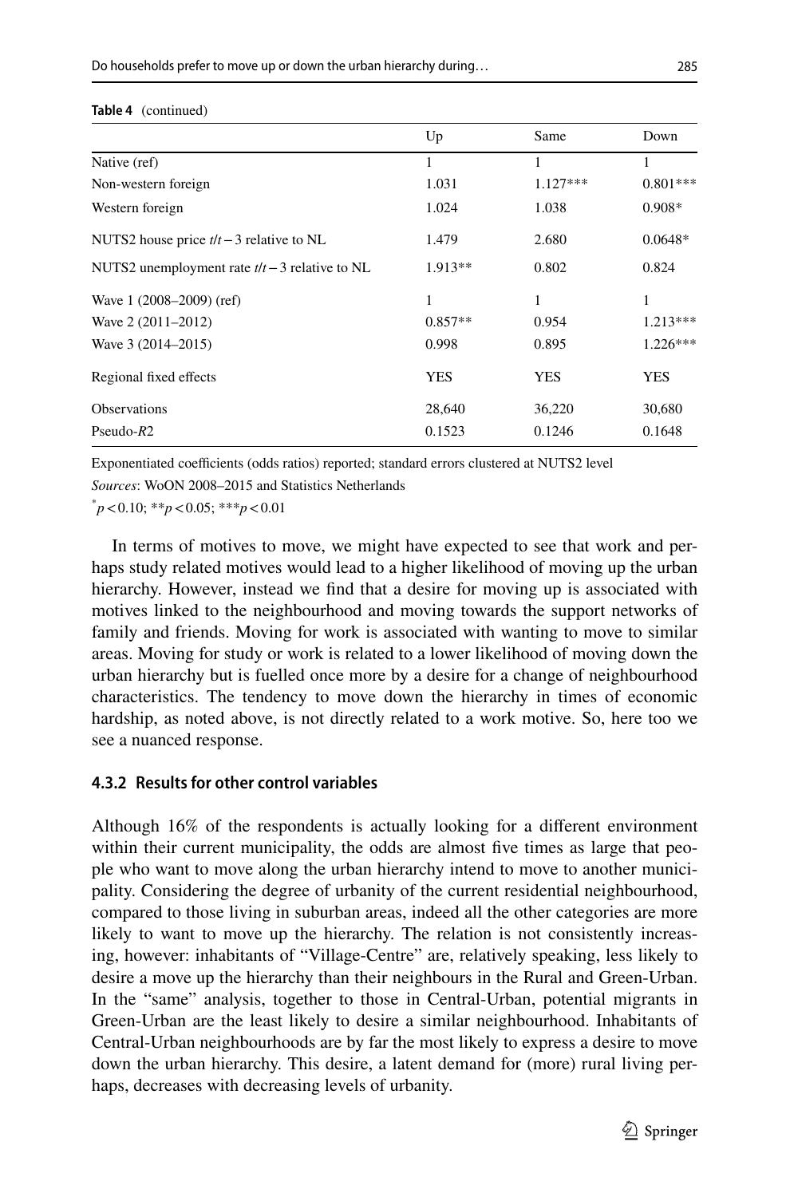**Table 4** (continued)

| | Up | Same | Down |
|---|---|---|---|
| Native (ref) | 1 | 1 | 1 |
| Non-western foreign | 1.031 | 1.127*** | 0.801*** |
| Western foreign | 1.024 | 1.038 | 0.908* |
| NUTS2 house price $t/t-3$ relative to NL | 1.479 | 2.680 | 0.0648* |
| NUTS2 unemployment rate $t/t-3$ relative to NL | 1.913** | 0.802 | 0.824 |
| Wave 1 (2008–2009) (ref) | 1 | 1 | 1 |
| Wave 2 (2011–2012) | 0.857** | 0.954 | 1.213*** |
| Wave 3 (2014–2015) | 0.998 | 0.895 | 1.226*** |
| Regional fixed effects | YES | YES | YES |
| Observations | 28,640 | 36,220 | 30,680 |
| Pseudo-$R2$ | 0.1523 | 0.1246 | 0.1648 |

Exponentiated coefficients (odds ratios) reported; standard errors clustered at NUTS2 level

*Sources*: WoON 2008–2015 and Statistics Netherlands

*$p<0.10$; **$p<0.05$; ***$p<0.01$

In terms of motives to move, we might have expected to see that work and perhaps study related motives would lead to a higher likelihood of moving up the urban hierarchy. However, instead we find that a desire for moving up is associated with motives linked to the neighbourhood and moving towards the support networks of family and friends. Moving for work is associated with wanting to move to similar areas. Moving for study or work is related to a lower likelihood of moving down the urban hierarchy but is fuelled once more by a desire for a change of neighbourhood characteristics. The tendency to move down the hierarchy in times of economic hardship, as noted above, is not directly related to a work motive. So, here too we see a nuanced response.

#### 4.3.2 Results for other control variables

Although 16% of the respondents is actually looking for a different environment within their current municipality, the odds are almost five times as large that people who want to move along the urban hierarchy intend to move to another municipality. Considering the degree of urbanity of the current residential neighbourhood, compared to those living in suburban areas, indeed all the other categories are more likely to want to move up the hierarchy. The relation is not consistently increasing, however: inhabitants of "Village-Centre" are, relatively speaking, less likely to desire a move up the hierarchy than their neighbours in the Rural and Green-Urban. In the "same" analysis, together to those in Central-Urban, potential migrants in Green-Urban are the least likely to desire a similar neighbourhood. Inhabitants of Central-Urban neighbourhoods are by far the most likely to express a desire to move down the urban hierarchy. This desire, a latent demand for (more) rural living perhaps, decreases with decreasing levels of urbanity.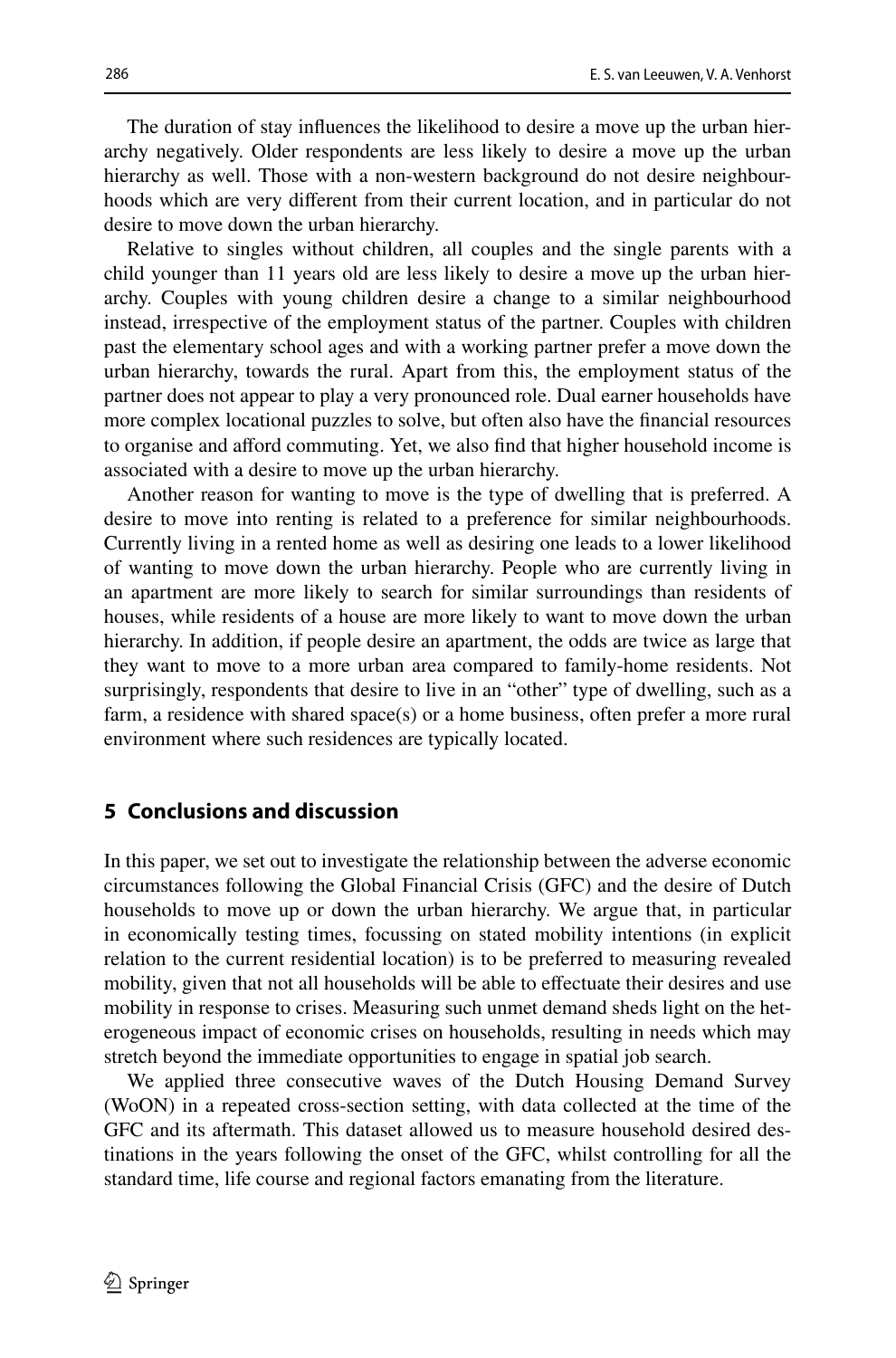The duration of stay influences the likelihood to desire a move up the urban hierarchy negatively. Older respondents are less likely to desire a move up the urban hierarchy as well. Those with a non-western background do not desire neighbourhoods which are very different from their current location, and in particular do not desire to move down the urban hierarchy.

Relative to singles without children, all couples and the single parents with a child younger than 11 years old are less likely to desire a move up the urban hierarchy. Couples with young children desire a change to a similar neighbourhood instead, irrespective of the employment status of the partner. Couples with children past the elementary school ages and with a working partner prefer a move down the urban hierarchy, towards the rural. Apart from this, the employment status of the partner does not appear to play a very pronounced role. Dual earner households have more complex locational puzzles to solve, but often also have the financial resources to organise and afford commuting. Yet, we also find that higher household income is associated with a desire to move up the urban hierarchy.

Another reason for wanting to move is the type of dwelling that is preferred. A desire to move into renting is related to a preference for similar neighbourhoods. Currently living in a rented home as well as desiring one leads to a lower likelihood of wanting to move down the urban hierarchy. People who are currently living in an apartment are more likely to search for similar surroundings than residents of houses, while residents of a house are more likely to want to move down the urban hierarchy. In addition, if people desire an apartment, the odds are twice as large that they want to move to a more urban area compared to family-home residents. Not surprisingly, respondents that desire to live in an "other" type of dwelling, such as a farm, a residence with shared space(s) or a home business, often prefer a more rural environment where such residences are typically located.

## 5 Conclusions and discussion

In this paper, we set out to investigate the relationship between the adverse economic circumstances following the Global Financial Crisis (GFC) and the desire of Dutch households to move up or down the urban hierarchy. We argue that, in particular in economically testing times, focussing on stated mobility intentions (in explicit relation to the current residential location) is to be preferred to measuring revealed mobility, given that not all households will be able to effectuate their desires and use mobility in response to crises. Measuring such unmet demand sheds light on the heterogeneous impact of economic crises on households, resulting in needs which may stretch beyond the immediate opportunities to engage in spatial job search.

We applied three consecutive waves of the Dutch Housing Demand Survey (WoON) in a repeated cross-section setting, with data collected at the time of the GFC and its aftermath. This dataset allowed us to measure household desired destinations in the years following the onset of the GFC, whilst controlling for all the standard time, life course and regional factors emanating from the literature.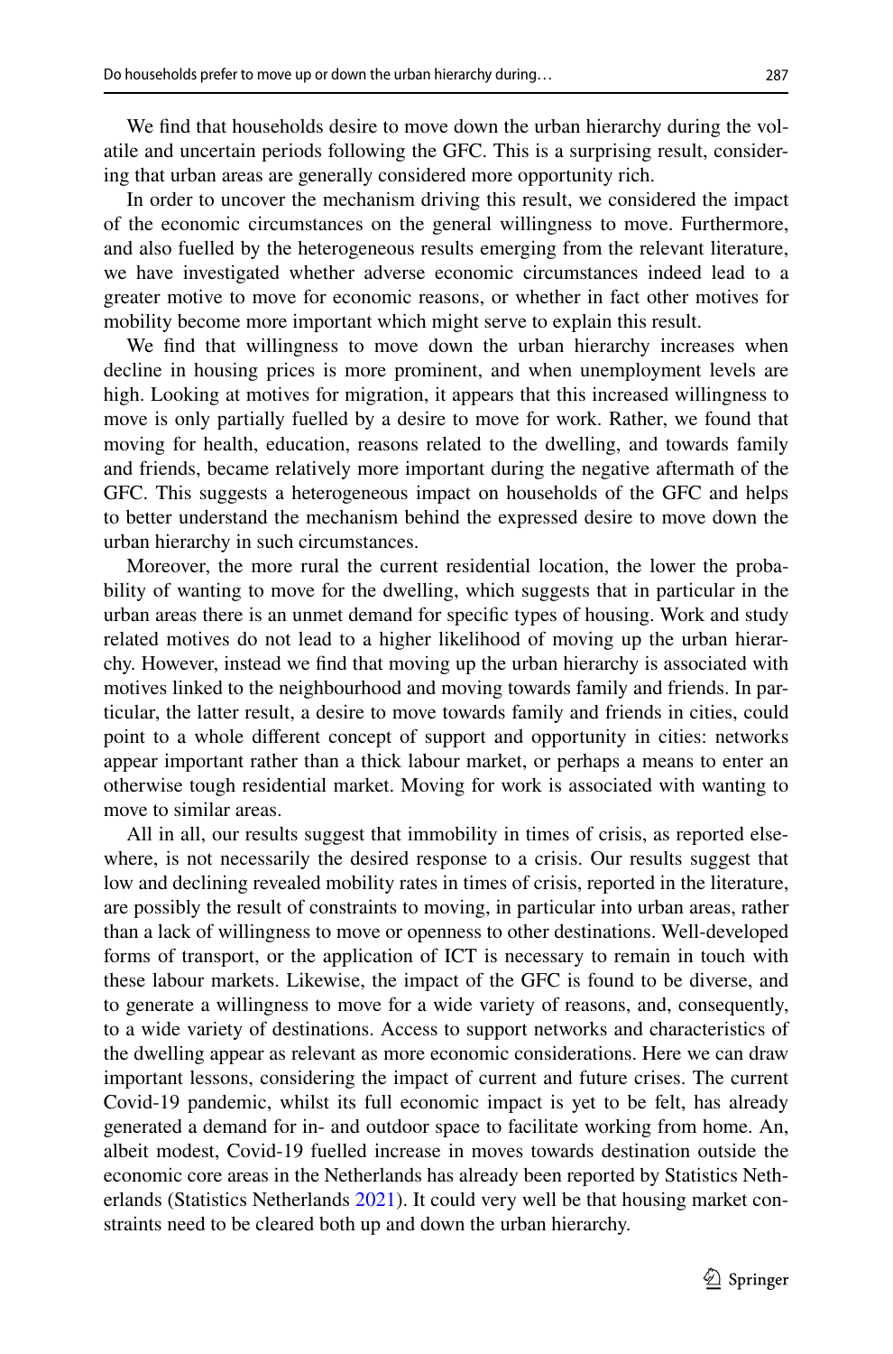We find that households desire to move down the urban hierarchy during the volatile and uncertain periods following the GFC. This is a surprising result, considering that urban areas are generally considered more opportunity rich.

In order to uncover the mechanism driving this result, we considered the impact of the economic circumstances on the general willingness to move. Furthermore, and also fuelled by the heterogeneous results emerging from the relevant literature, we have investigated whether adverse economic circumstances indeed lead to a greater motive to move for economic reasons, or whether in fact other motives for mobility become more important which might serve to explain this result.

We find that willingness to move down the urban hierarchy increases when decline in housing prices is more prominent, and when unemployment levels are high. Looking at motives for migration, it appears that this increased willingness to move is only partially fuelled by a desire to move for work. Rather, we found that moving for health, education, reasons related to the dwelling, and towards family and friends, became relatively more important during the negative aftermath of the GFC. This suggests a heterogeneous impact on households of the GFC and helps to better understand the mechanism behind the expressed desire to move down the urban hierarchy in such circumstances.

Moreover, the more rural the current residential location, the lower the probability of wanting to move for the dwelling, which suggests that in particular in the urban areas there is an unmet demand for specific types of housing. Work and study related motives do not lead to a higher likelihood of moving up the urban hierarchy. However, instead we find that moving up the urban hierarchy is associated with motives linked to the neighbourhood and moving towards family and friends. In particular, the latter result, a desire to move towards family and friends in cities, could point to a whole different concept of support and opportunity in cities: networks appear important rather than a thick labour market, or perhaps a means to enter an otherwise tough residential market. Moving for work is associated with wanting to move to similar areas.

All in all, our results suggest that immobility in times of crisis, as reported elsewhere, is not necessarily the desired response to a crisis. Our results suggest that low and declining revealed mobility rates in times of crisis, reported in the literature, are possibly the result of constraints to moving, in particular into urban areas, rather than a lack of willingness to move or openness to other destinations. Well-developed forms of transport, or the application of ICT is necessary to remain in touch with these labour markets. Likewise, the impact of the GFC is found to be diverse, and to generate a willingness to move for a wide variety of reasons, and, consequently, to a wide variety of destinations. Access to support networks and characteristics of the dwelling appear as relevant as more economic considerations. Here we can draw important lessons, considering the impact of current and future crises. The current Covid-19 pandemic, whilst its full economic impact is yet to be felt, has already generated a demand for in- and outdoor space to facilitate working from home. An, albeit modest, Covid-19 fuelled increase in moves towards destination outside the economic core areas in the Netherlands has already been reported by Statistics Netherlands (Statistics Netherlands 2021). It could very well be that housing market constraints need to be cleared both up and down the urban hierarchy.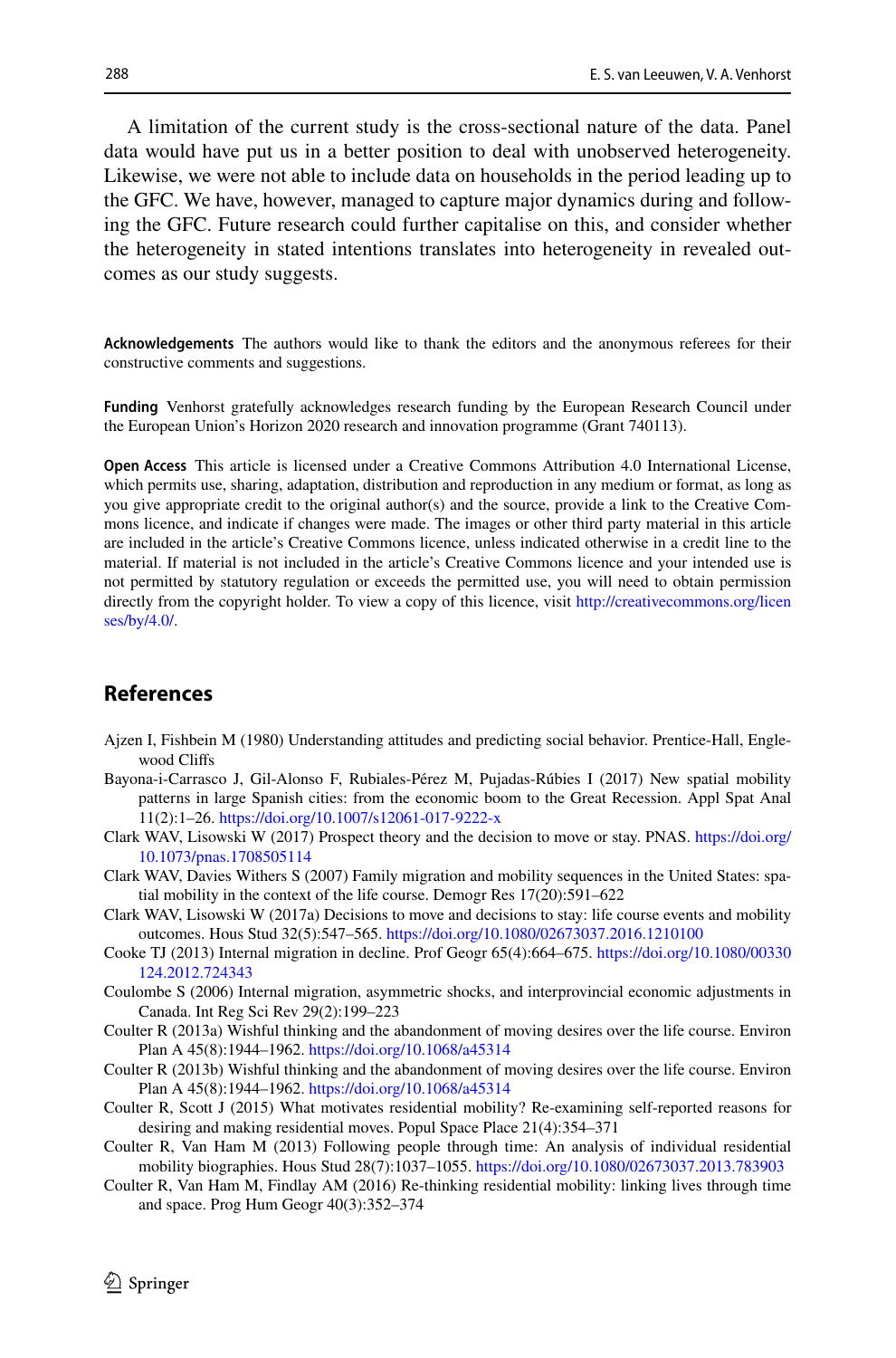A limitation of the current study is the cross-sectional nature of the data. Panel data would have put us in a better position to deal with unobserved heterogeneity. Likewise, we were not able to include data on households in the period leading up to the GFC. We have, however, managed to capture major dynamics during and following the GFC. Future research could further capitalise on this, and consider whether the heterogeneity in stated intentions translates into heterogeneity in revealed outcomes as our study suggests.

**Acknowledgements** The authors would like to thank the editors and the anonymous referees for their constructive comments and suggestions.

**Funding** Venhorst gratefully acknowledges research funding by the European Research Council under the European Union's Horizon 2020 research and innovation programme (Grant 740113).

**Open Access** This article is licensed under a Creative Commons Attribution 4.0 International License, which permits use, sharing, adaptation, distribution and reproduction in any medium or format, as long as you give appropriate credit to the original author(s) and the source, provide a link to the Creative Commons licence, and indicate if changes were made. The images or other third party material in this article are included in the article's Creative Commons licence, unless indicated otherwise in a credit line to the material. If material is not included in the article's Creative Commons licence and your intended use is not permitted by statutory regulation or exceeds the permitted use, you will need to obtain permission directly from the copyright holder. To view a copy of this licence, visit http://creativecommons.org/licenses/by/4.0/.

## References

Ajzen I, Fishbein M (1980) Understanding attitudes and predicting social behavior. Prentice-Hall, Englewood Cliffs

Bayona-i-Carrasco J, Gil-Alonso F, Rubiales-Pérez M, Pujadas-Rúbies I (2017) New spatial mobility patterns in large Spanish cities: from the economic boom to the Great Recession. Appl Spat Anal 11(2):1–26. https://doi.org/10.1007/s12061-017-9222-x

Clark WAV, Lisowski W (2017) Prospect theory and the decision to move or stay. PNAS. https://doi.org/10.1073/pnas.1708505114

Clark WAV, Davies Withers S (2007) Family migration and mobility sequences in the United States: spatial mobility in the context of the life course. Demogr Res 17(20):591–622

Clark WAV, Lisowski W (2017a) Decisions to move and decisions to stay: life course events and mobility outcomes. Hous Stud 32(5):547–565. https://doi.org/10.1080/02673037.2016.1210100

Cooke TJ (2013) Internal migration in decline. Prof Geogr 65(4):664–675. https://doi.org/10.1080/00330124.2012.724343

Coulombe S (2006) Internal migration, asymmetric shocks, and interprovincial economic adjustments in Canada. Int Reg Sci Rev 29(2):199–223

Coulter R (2013a) Wishful thinking and the abandonment of moving desires over the life course. Environ Plan A 45(8):1944–1962. https://doi.org/10.1068/a45314

Coulter R (2013b) Wishful thinking and the abandonment of moving desires over the life course. Environ Plan A 45(8):1944–1962. https://doi.org/10.1068/a45314

Coulter R, Scott J (2015) What motivates residential mobility? Re-examining self-reported reasons for desiring and making residential moves. Popul Space Place 21(4):354–371

Coulter R, Van Ham M (2013) Following people through time: An analysis of individual residential mobility biographies. Hous Stud 28(7):1037–1055. https://doi.org/10.1080/02673037.2013.783903

Coulter R, Van Ham M, Findlay AM (2016) Re-thinking residential mobility: linking lives through time and space. Prog Hum Geogr 40(3):352–374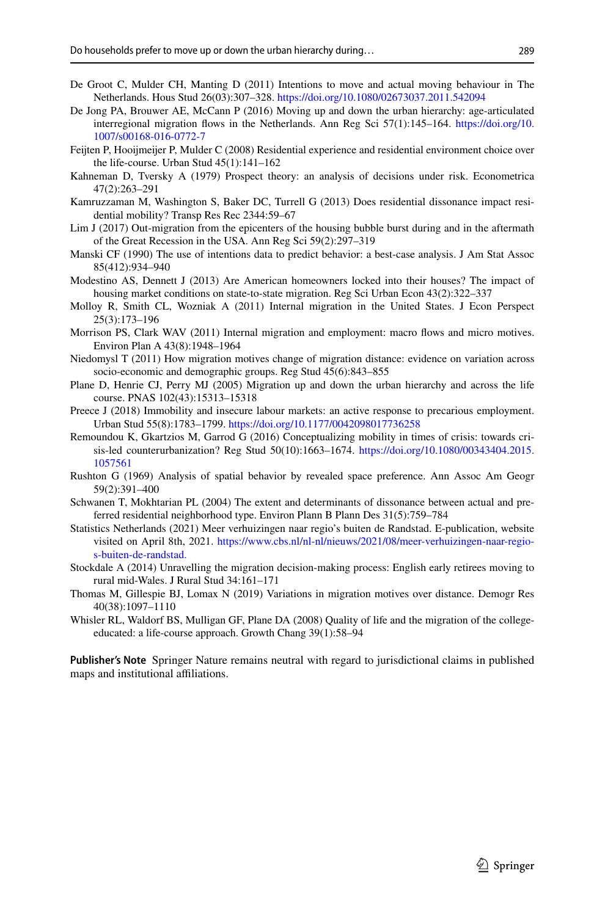De Groot C, Mulder CH, Manting D (2011) Intentions to move and actual moving behaviour in The Netherlands. Hous Stud 26(03):307–328. https://doi.org/10.1080/02673037.2011.542094

De Jong PA, Brouwer AE, McCann P (2016) Moving up and down the urban hierarchy: age-articulated interregional migration flows in the Netherlands. Ann Reg Sci 57(1):145–164. https://doi.org/10.1007/s00168-016-0772-7

Feijten P, Hooijmeijer P, Mulder C (2008) Residential experience and residential environment choice over the life-course. Urban Stud 45(1):141–162

Kahneman D, Tversky A (1979) Prospect theory: an analysis of decisions under risk. Econometrica 47(2):263–291

Kamruzzaman M, Washington S, Baker DC, Turrell G (2013) Does residential dissonance impact residential mobility? Transp Res Rec 2344:59–67

Lim J (2017) Out-migration from the epicenters of the housing bubble burst during and in the aftermath of the Great Recession in the USA. Ann Reg Sci 59(2):297–319

Manski CF (1990) The use of intentions data to predict behavior: a best-case analysis. J Am Stat Assoc 85(412):934–940

Modestino AS, Dennett J (2013) Are American homeowners locked into their houses? The impact of housing market conditions on state-to-state migration. Reg Sci Urban Econ 43(2):322–337

Molloy R, Smith CL, Wozniak A (2011) Internal migration in the United States. J Econ Perspect 25(3):173–196

Morrison PS, Clark WAV (2011) Internal migration and employment: macro flows and micro motives. Environ Plan A 43(8):1948–1964

Niedomysl T (2011) How migration motives change of migration distance: evidence on variation across socio-economic and demographic groups. Reg Stud 45(6):843–855

Plane D, Henrie CJ, Perry MJ (2005) Migration up and down the urban hierarchy and across the life course. PNAS 102(43):15313–15318

Preece J (2018) Immobility and insecure labour markets: an active response to precarious employment. Urban Stud 55(8):1783–1799. https://doi.org/10.1177/0042098017736258

Remoundou K, Gkartzios M, Garrod G (2016) Conceptualizing mobility in times of crisis: towards crisis-led counterurbanization? Reg Stud 50(10):1663–1674. https://doi.org/10.1080/00343404.2015.1057561

Rushton G (1969) Analysis of spatial behavior by revealed space preference. Ann Assoc Am Geogr 59(2):391–400

Schwanen T, Mokhtarian PL (2004) The extent and determinants of dissonance between actual and preferred residential neighborhood type. Environ Plann B Plann Des 31(5):759–784

Statistics Netherlands (2021) Meer verhuizingen naar regio's buiten de Randstad. E-publication, website visited on April 8th, 2021. https://www.cbs.nl/nl-nl/nieuws/2021/08/meer-verhuizingen-naar-regios-buiten-de-randstad.

Stockdale A (2014) Unravelling the migration decision-making process: English early retirees moving to rural mid-Wales. J Rural Stud 34:161–171

Thomas M, Gillespie BJ, Lomax N (2019) Variations in migration motives over distance. Demogr Res 40(38):1097–1110

Whisler RL, Waldorf BS, Mulligan GF, Plane DA (2008) Quality of life and the migration of the college-educated: a life-course approach. Growth Chang 39(1):58–94

**Publisher's Note** Springer Nature remains neutral with regard to jurisdictional claims in published maps and institutional affiliations.